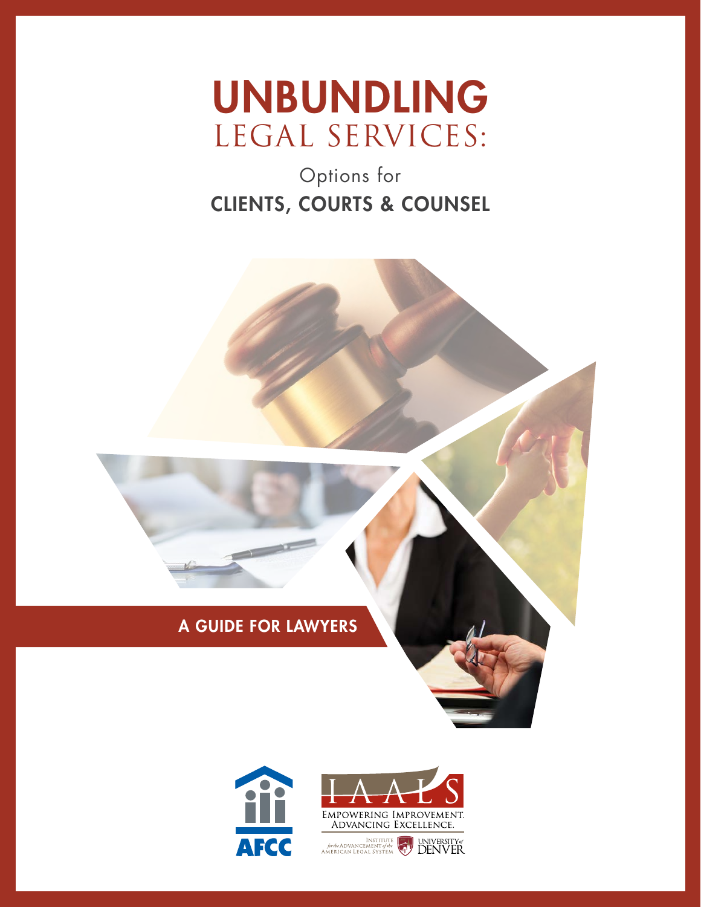# UNBUNDLING LEGAL SERVICES:

## Options for CLIENTS, COURTS & COUNSEL

**A GUIDE FOR LAWYERS**

AFCC

IAALS

EMPOWERING IMPROVEMENT. ADVANCING EXCELLENCE.

INSTITUTE for the ADVANCEMENT of the AMERICAN LEGAL SYSTEM

UNIVERSITY of DENVER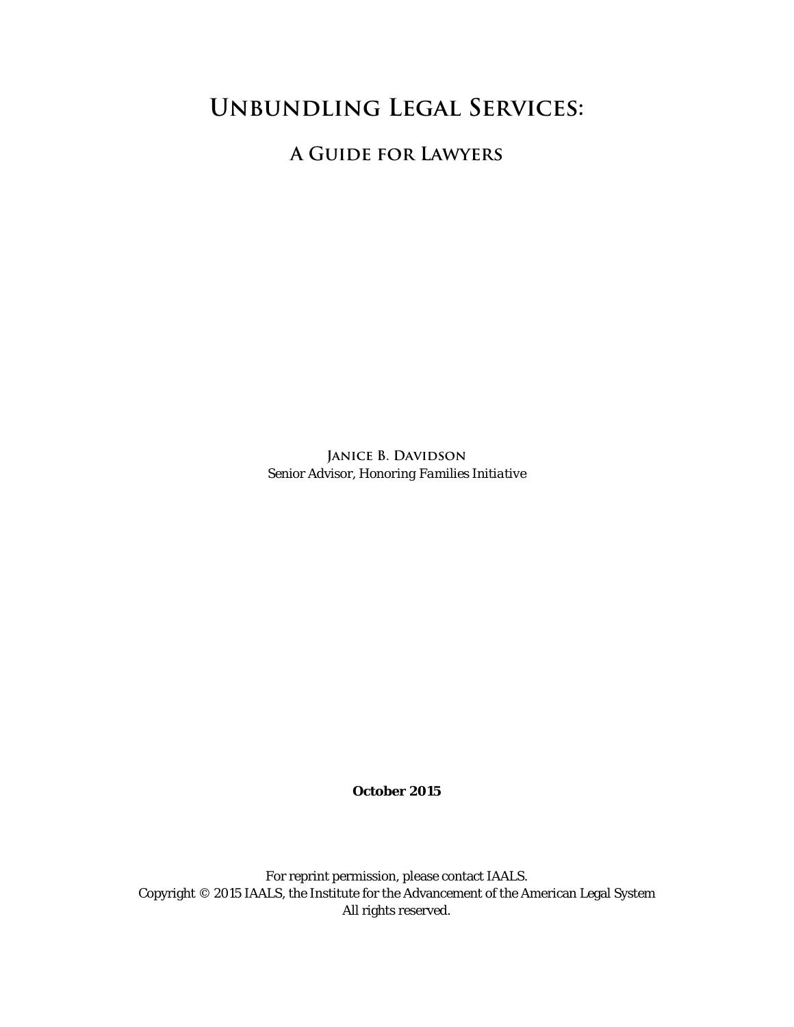# Unbundling Legal Services:

## A Guide for Lawyers

Janice B. Davidson
*Senior Advisor, Honoring Families Initiative*

**October 2015**

For reprint permission, please contact IAALS.
Copyright © 2015 IAALS, the Institute for the Advancement of the American Legal System
All rights reserved.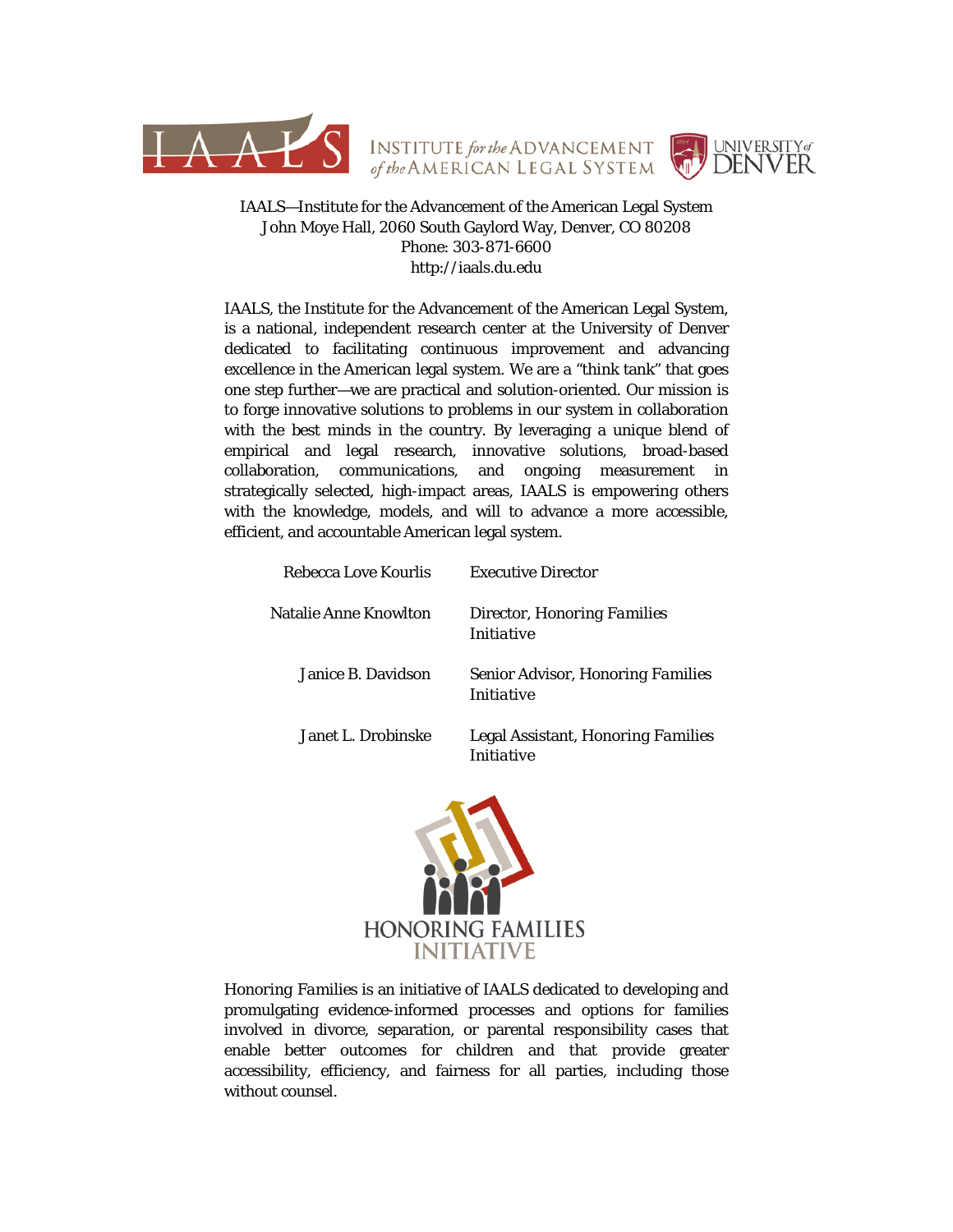IAALS—Institute for the Advancement of the American Legal System
John Moye Hall, 2060 South Gaylord Way, Denver, CO 80208
Phone: 303-871-6600
http://iaals.du.edu

IAALS, the Institute for the Advancement of the American Legal System, is a national, independent research center at the University of Denver dedicated to facilitating continuous improvement and advancing excellence in the American legal system. We are a "think tank" that goes one step further—we are practical and solution-oriented. Our mission is to forge innovative solutions to problems in our system in collaboration with the best minds in the country. By leveraging a unique blend of empirical and legal research, innovative solutions, broad-based collaboration, communications, and ongoing measurement in strategically selected, high-impact areas, IAALS is empowering others with the knowledge, models, and will to advance a more accessible, efficient, and accountable American legal system.

| | |
|---|---|
| Rebecca Love Kourlis | Executive Director |
| Natalie Anne Knowlton | Director, *Honoring Families Initiative* |
| Janice B. Davidson | Senior Advisor, *Honoring Families Initiative* |
| Janet L. Drobinske | Legal Assistant, *Honoring Families Initiative* |

HONORING FAMILIES INITIATIVE

*Honoring Families* is an initiative of IAALS dedicated to developing and promulgating evidence-informed processes and options for families involved in divorce, separation, or parental responsibility cases that enable better outcomes for children and that provide greater accessibility, efficiency, and fairness for all parties, including those without counsel.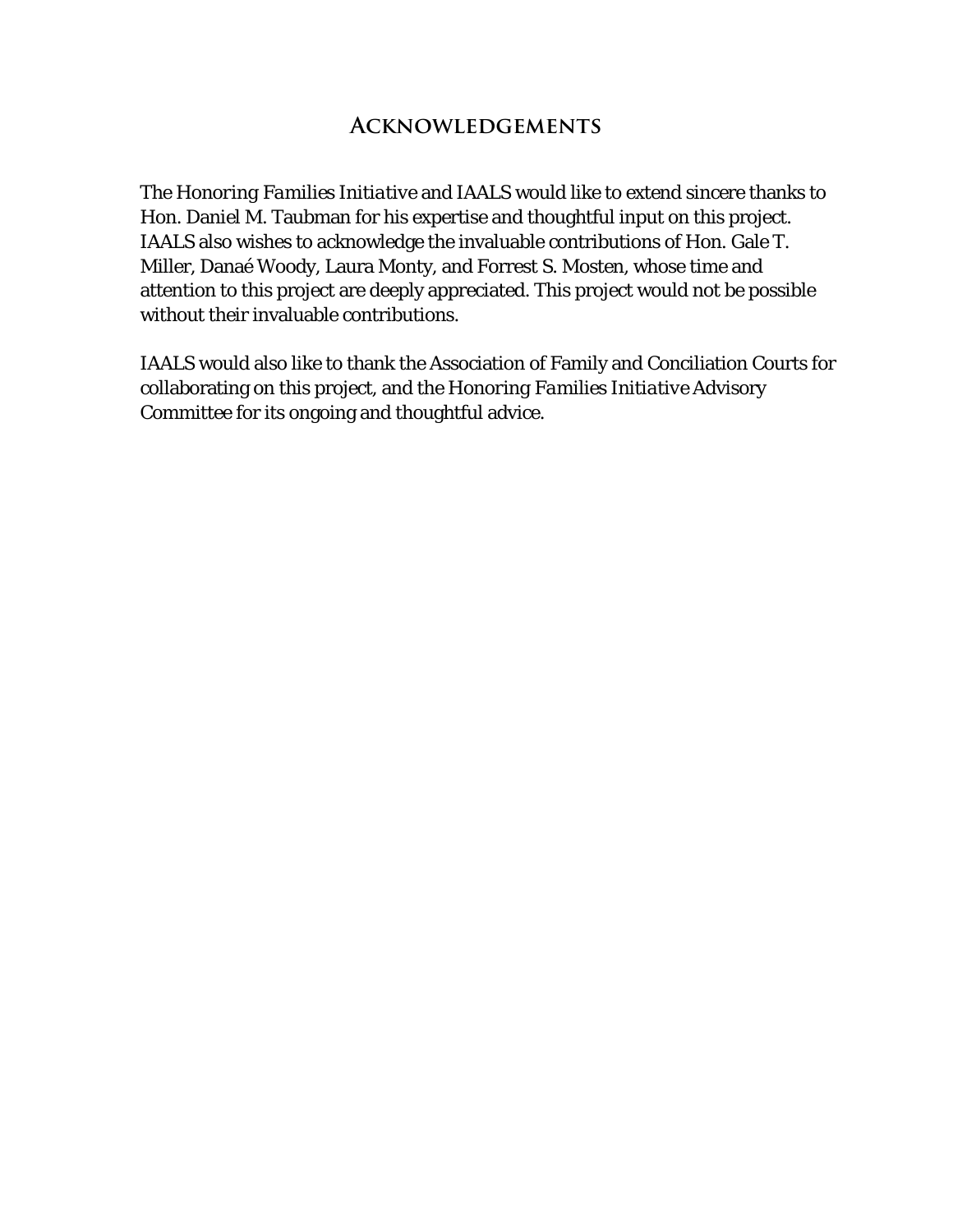# Acknowledgements

The *Honoring Families Initiative* and IAALS would like to extend sincere thanks to Hon. Daniel M. Taubman for his expertise and thoughtful input on this project. IAALS also wishes to acknowledge the invaluable contributions of Hon. Gale T. Miller, Danaé Woody, Laura Monty, and Forrest S. Mosten, whose time and attention to this project are deeply appreciated. This project would not be possible without their invaluable contributions.

IAALS would also like to thank the Association of Family and Conciliation Courts for collaborating on this project, and the *Honoring Families Initiative* Advisory Committee for its ongoing and thoughtful advice.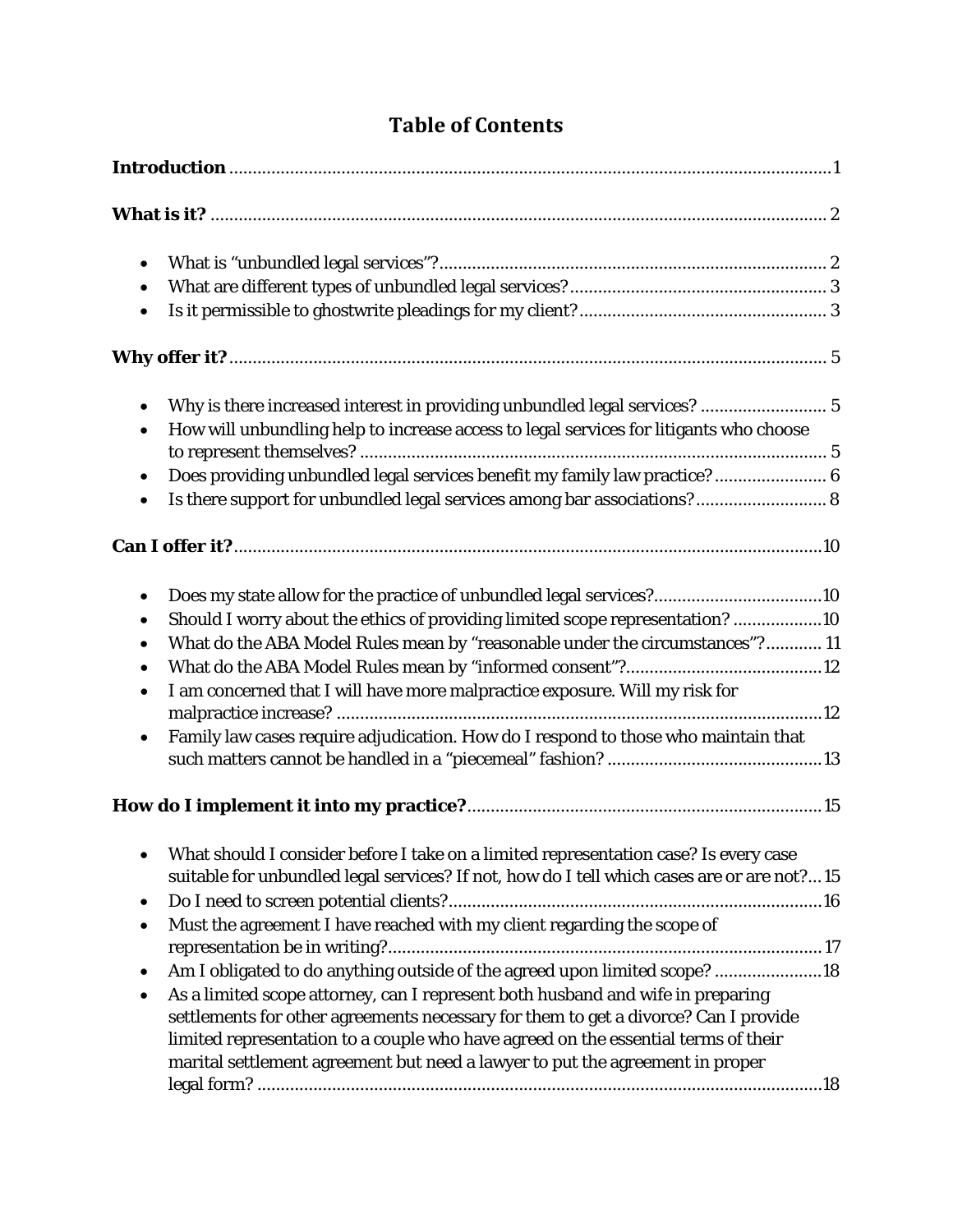# Table of Contents

**Introduction** .......... 1

**What is it?** .......... 2

- What is "unbundled legal services"? .......... 2
- What are different types of unbundled legal services? .......... 3
- Is it permissible to ghostwrite pleadings for my client? .......... 3

**Why offer it?** .......... 5

- Why is there increased interest in providing unbundled legal services? .......... 5
- How will unbundling help to increase access to legal services for litigants who choose to represent themselves? .......... 5
- Does providing unbundled legal services benefit my family law practice? .......... 6
- Is there support for unbundled legal services among bar associations? .......... 8

**Can I offer it?** .......... 10

- Does my state allow for the practice of unbundled legal services? .......... 10
- Should I worry about the ethics of providing limited scope representation? .......... 10
- What do the ABA Model Rules mean by "reasonable under the circumstances"? .......... 11
- What do the ABA Model Rules mean by "informed consent"? .......... 12
- I am concerned that I will have more malpractice exposure. Will my risk for malpractice increase? .......... 12
- Family law cases require adjudication. How do I respond to those who maintain that such matters cannot be handled in a "piecemeal" fashion? .......... 13

**How do I implement it into my practice?** .......... 15

- What should I consider before I take on a limited representation case? Is every case suitable for unbundled legal services? If not, how do I tell which cases are or are not? ... 15
- Do I need to screen potential clients? .......... 16
- Must the agreement I have reached with my client regarding the scope of representation be in writing? .......... 17
- Am I obligated to do anything outside of the agreed upon limited scope? .......... 18
- As a limited scope attorney, can I represent both husband and wife in preparing settlements for other agreements necessary for them to get a divorce? Can I provide limited representation to a couple who have agreed on the essential terms of their marital settlement agreement but need a lawyer to put the agreement in proper legal form? .......... 18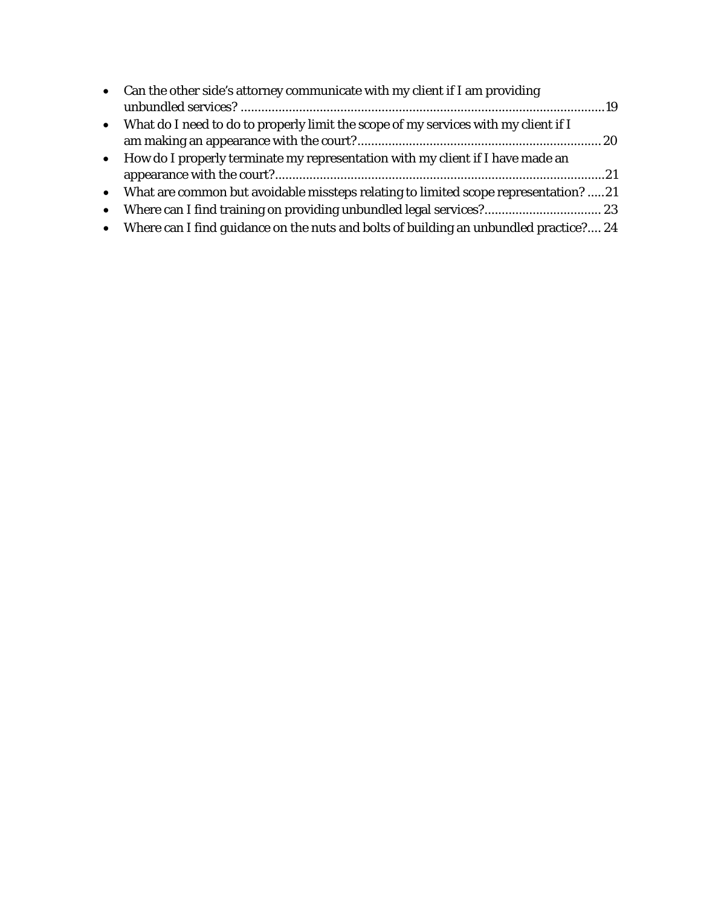- Can the other side's attorney communicate with my client if I am providing unbundled services? ....19
- What do I need to do to properly limit the scope of my services with my client if I am making an appearance with the court? ....20
- How do I properly terminate my representation with my client if I have made an appearance with the court? ....21
- What are common but avoidable missteps relating to limited scope representation? ....21
- Where can I find training on providing unbundled legal services? ....23
- Where can I find guidance on the nuts and bolts of building an unbundled practice? ....24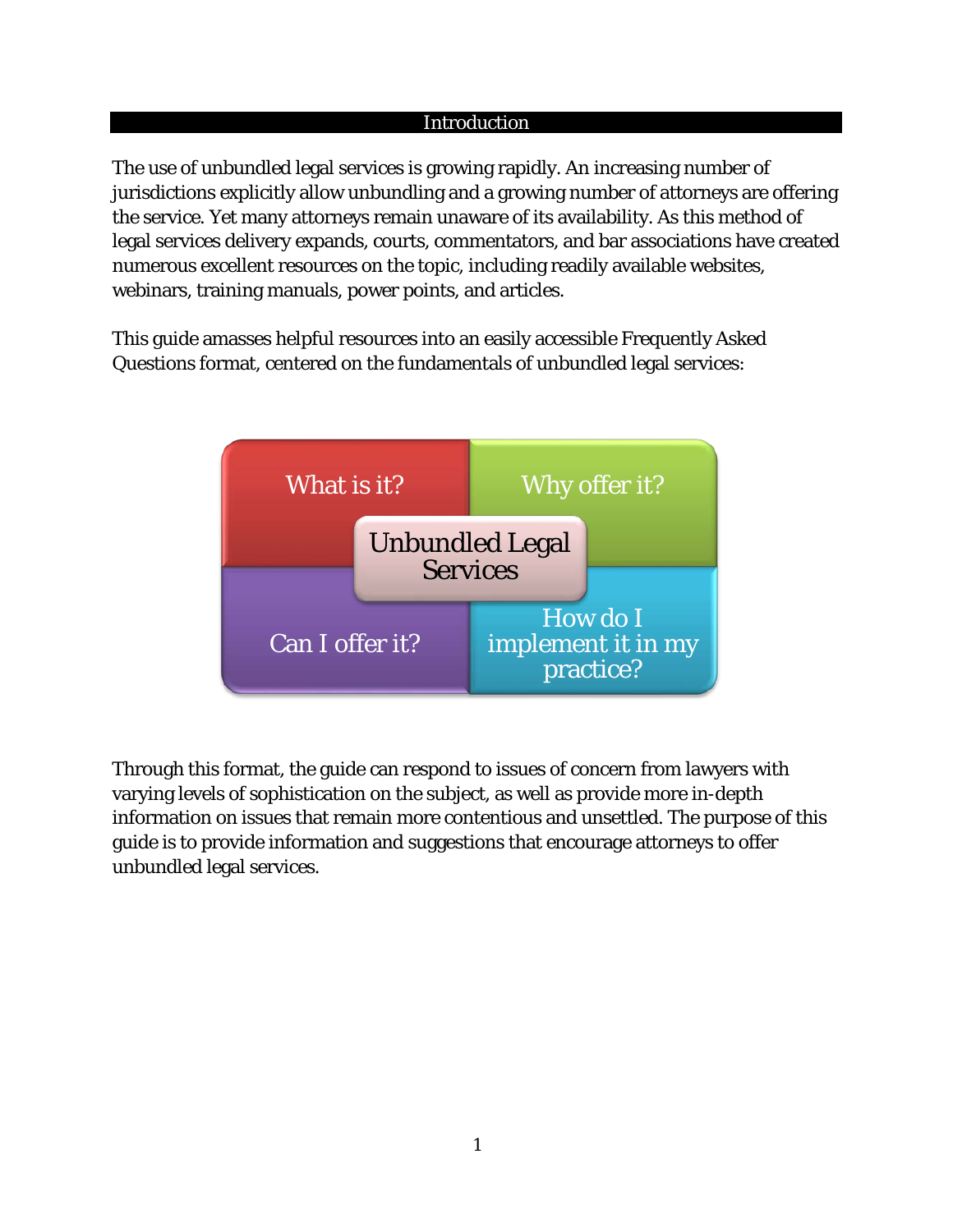## Introduction

The use of unbundled legal services is growing rapidly. An increasing number of jurisdictions explicitly allow unbundling and a growing number of attorneys are offering the service. Yet many attorneys remain unaware of its availability. As this method of legal services delivery expands, courts, commentators, and bar associations have created numerous excellent resources on the topic, including readily available websites, webinars, training manuals, power points, and articles.

This guide amasses helpful resources into an easily accessible Frequently Asked Questions format, centered on the fundamentals of unbundled legal services:

| What is it? | Why offer it? |
|---|---|
| Can I offer it? | How do I implement it in my practice? |

Unbundled Legal Services

Through this format, the guide can respond to issues of concern from lawyers with varying levels of sophistication on the subject, as well as provide more in-depth information on issues that remain more contentious and unsettled. The purpose of this guide is to provide information and suggestions that encourage attorneys to offer unbundled legal services.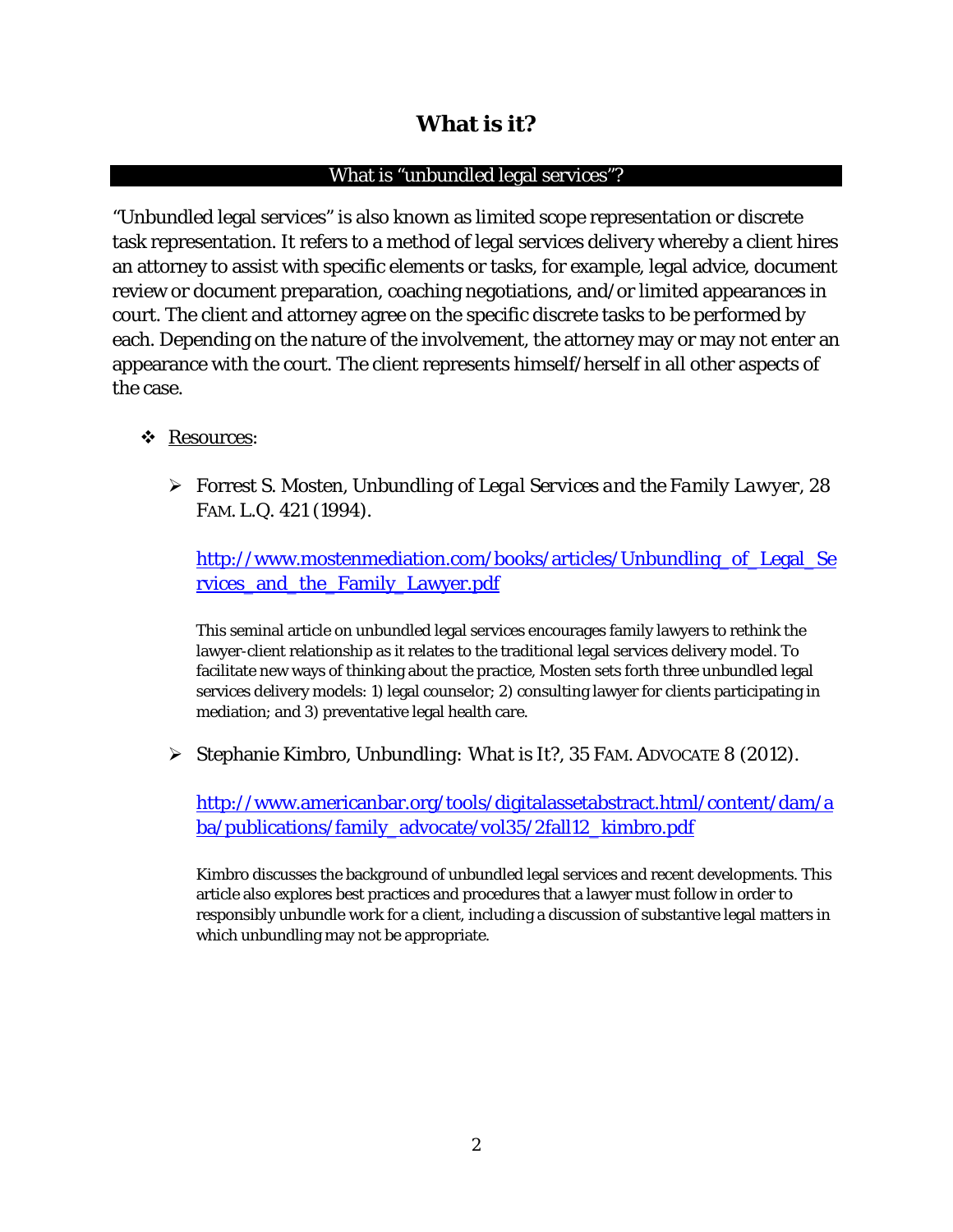# What is it?

## What is "unbundled legal services"?

"Unbundled legal services" is also known as limited scope representation or discrete task representation. It refers to a method of legal services delivery whereby a client hires an attorney to assist with specific elements or tasks, for example, legal advice, document review or document preparation, coaching negotiations, and/or limited appearances in court. The client and attorney agree on the specific discrete tasks to be performed by each. Depending on the nature of the involvement, the attorney may or may not enter an appearance with the court. The client represents himself/herself in all other aspects of the case.

- Resources:

  - Forrest S. Mosten, *Unbundling of Legal Services and the Family Lawyer*, 28 FAM. L.Q. 421 (1994).

    http://www.mostenmediation.com/books/articles/Unbundling_of_Legal_Services_and_the_Family_Lawyer.pdf

    This seminal article on unbundled legal services encourages family lawyers to rethink the lawyer-client relationship as it relates to the traditional legal services delivery model. To facilitate new ways of thinking about the practice, Mosten sets forth three unbundled legal services delivery models: 1) legal counselor; 2) consulting lawyer for clients participating in mediation; and 3) preventative legal health care.

  - Stephanie Kimbro, *Unbundling: What is It?*, 35 FAM. ADVOCATE 8 (2012).

    http://www.americanbar.org/tools/digitalassetabstract.html/content/dam/aba/publications/family_advocate/vol35/2fall12_kimbro.pdf

    Kimbro discusses the background of unbundled legal services and recent developments. This article also explores best practices and procedures that a lawyer must follow in order to responsibly unbundle work for a client, including a discussion of substantive legal matters in which unbundling may not be appropriate.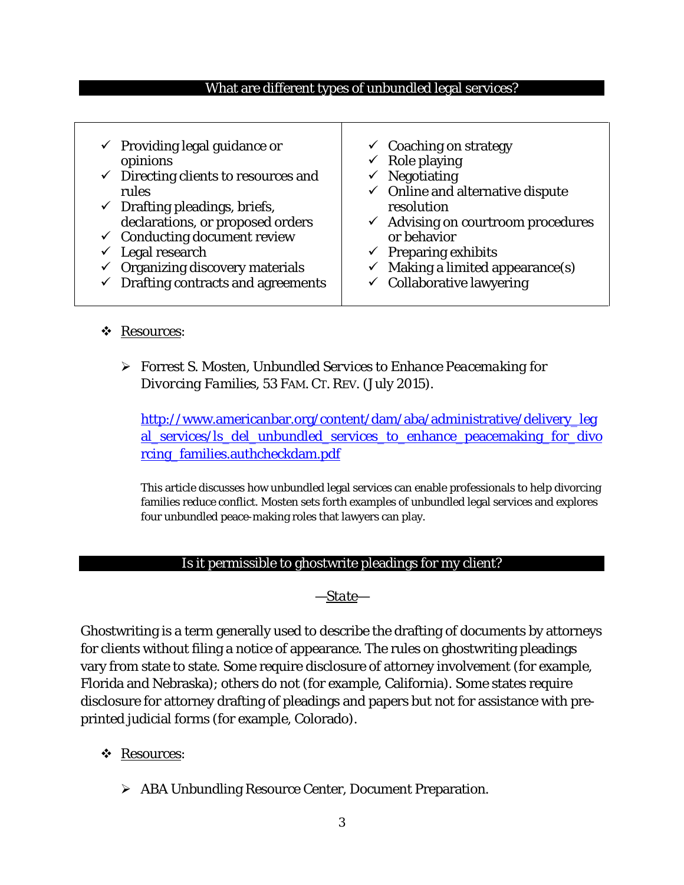## What are different types of unbundled legal services?

| | |
|---|---|
| ✓ Providing legal guidance or opinions<br>✓ Directing clients to resources and rules<br>✓ Drafting pleadings, briefs, declarations, or proposed orders<br>✓ Conducting document review<br>✓ Legal research<br>✓ Organizing discovery materials<br>✓ Drafting contracts and agreements | ✓ Coaching on strategy<br>✓ Role playing<br>✓ Negotiating<br>✓ Online and alternative dispute resolution<br>✓ Advising on courtroom procedures or behavior<br>✓ Preparing exhibits<br>✓ Making a limited appearance(s)<br>✓ Collaborative lawyering |

❖ Resources:

➢ Forrest S. Mosten, *Unbundled Services to Enhance Peacemaking for Divorcing Families*, 53 FAM. CT. REV. (July 2015).

[http://www.americanbar.org/content/dam/aba/administrative/delivery_legal_services/ls_del_unbundled_services_to_enhance_peacemaking_for_divorcing_families.authcheckdam.pdf](http://www.americanbar.org/content/dam/aba/administrative/delivery_legal_services/ls_del_unbundled_services_to_enhance_peacemaking_for_divorcing_families.authcheckdam.pdf)

This article discusses how unbundled legal services can enable professionals to help divorcing families reduce conflict. Mosten sets forth examples of unbundled legal services and explores four unbundled peace-making roles that lawyers can play.

## Is it permissible to ghostwrite pleadings for my client?

—*State*—

Ghostwriting is a term generally used to describe the drafting of documents by attorneys for clients without filing a notice of appearance. The rules on ghostwriting pleadings vary from state to state. Some require disclosure of attorney involvement (for example, Florida and Nebraska); others do not (for example, California). Some states require disclosure for attorney drafting of pleadings and papers but not for assistance with pre-printed judicial forms (for example, Colorado).

❖ Resources:

➢ ABA Unbundling Resource Center, Document Preparation.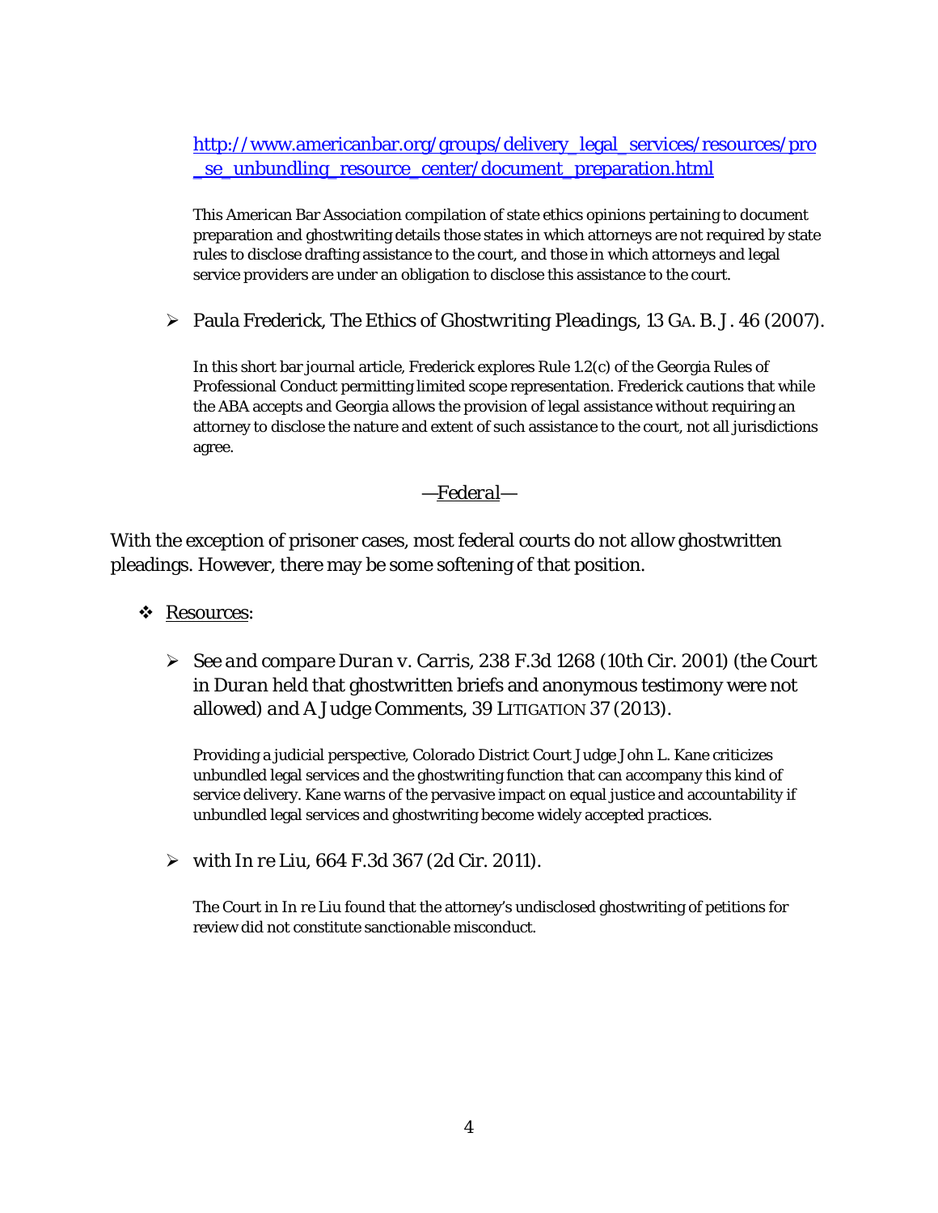http://www.americanbar.org/groups/delivery_legal_services/resources/pro_se_unbundling_resource_center/document_preparation.html

This American Bar Association compilation of state ethics opinions pertaining to document preparation and ghostwriting details those states in which attorneys are not required by state rules to disclose drafting assistance to the court, and those in which attorneys and legal service providers are under an obligation to disclose this assistance to the court.

- Paula Frederick, The Ethics of Ghostwriting Pleadings, 13 GA. B. J. 46 (2007).

  In this short bar journal article, Frederick explores Rule 1.2(c) of the Georgia Rules of Professional Conduct permitting limited scope representation. Frederick cautions that while the ABA accepts and Georgia allows the provision of legal assistance without requiring an attorney to disclose the nature and extent of such assistance to the court, not all jurisdictions agree.

—*Federal*—

With the exception of prisoner cases, most federal courts do not allow ghostwritten pleadings. However, there may be some softening of that position.

- Resources:

  - *See and compare Duran v. Carris*, 238 F.3d 1268 (10th Cir. 2001) (the Court in *Duran* held that ghostwritten briefs and anonymous testimony were not allowed) *and* A Judge Comments, 39 LITIGATION 37 (2013).

    Providing a judicial perspective, Colorado District Court Judge John L. Kane criticizes unbundled legal services and the ghostwriting function that can accompany this kind of service delivery. Kane warns of the pervasive impact on equal justice and accountability if unbundled legal services and ghostwriting become widely accepted practices.

  - *with In re Liu*, 664 F.3d 367 (2d Cir. 2011).

    The Court in *In re Liu* found that the attorney's undisclosed ghostwriting of petitions for review did not constitute sanctionable misconduct.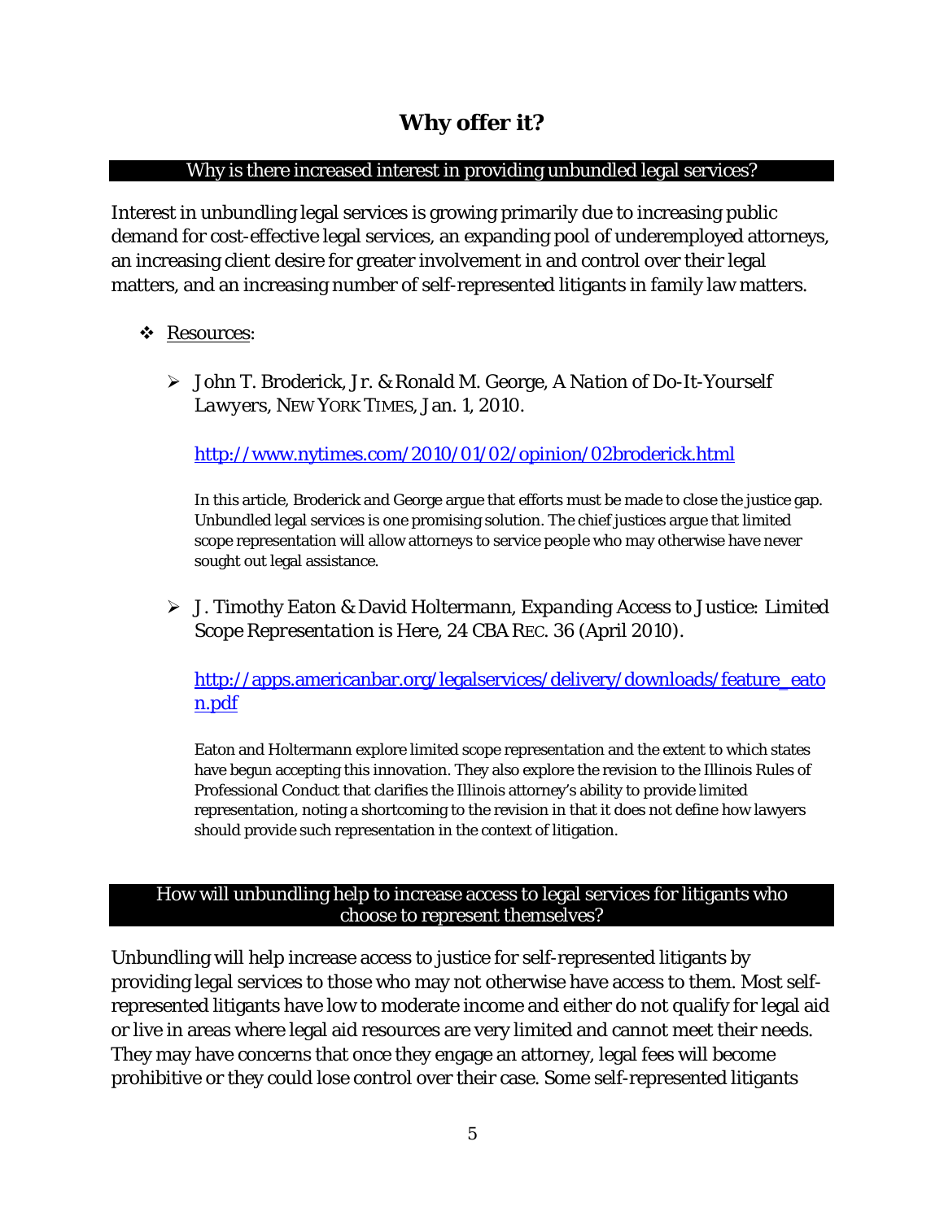# Why offer it?

## Why is there increased interest in providing unbundled legal services?

Interest in unbundling legal services is growing primarily due to increasing public demand for cost-effective legal services, an expanding pool of underemployed attorneys, an increasing client desire for greater involvement in and control over their legal matters, and an increasing number of self-represented litigants in family law matters.

- Resources:

  - John T. Broderick, Jr. & Ronald M. George, *A Nation of Do-It-Yourself Lawyers*, NEW YORK TIMES, Jan. 1, 2010.

    http://www.nytimes.com/2010/01/02/opinion/02broderick.html

    In this article, Broderick and George argue that efforts must be made to close the justice gap. Unbundled legal services is one promising solution. The chief justices argue that limited scope representation will allow attorneys to service people who may otherwise have never sought out legal assistance.

  - J. Timothy Eaton & David Holtermann, *Expanding Access to Justice: Limited Scope Representation is Here*, 24 CBA REC. 36 (April 2010).

    http://apps.americanbar.org/legalservices/delivery/downloads/feature_eaton.pdf

    Eaton and Holtermann explore limited scope representation and the extent to which states have begun accepting this innovation. They also explore the revision to the Illinois Rules of Professional Conduct that clarifies the Illinois attorney's ability to provide limited representation, noting a shortcoming to the revision in that it does not define how lawyers should provide such representation in the context of litigation.

## How will unbundling help to increase access to legal services for litigants who choose to represent themselves?

Unbundling will help increase access to justice for self-represented litigants by providing legal services to those who may not otherwise have access to them. Most self-represented litigants have low to moderate income and either do not qualify for legal aid or live in areas where legal aid resources are very limited and cannot meet their needs. They may have concerns that once they engage an attorney, legal fees will become prohibitive or they could lose control over their case. Some self-represented litigants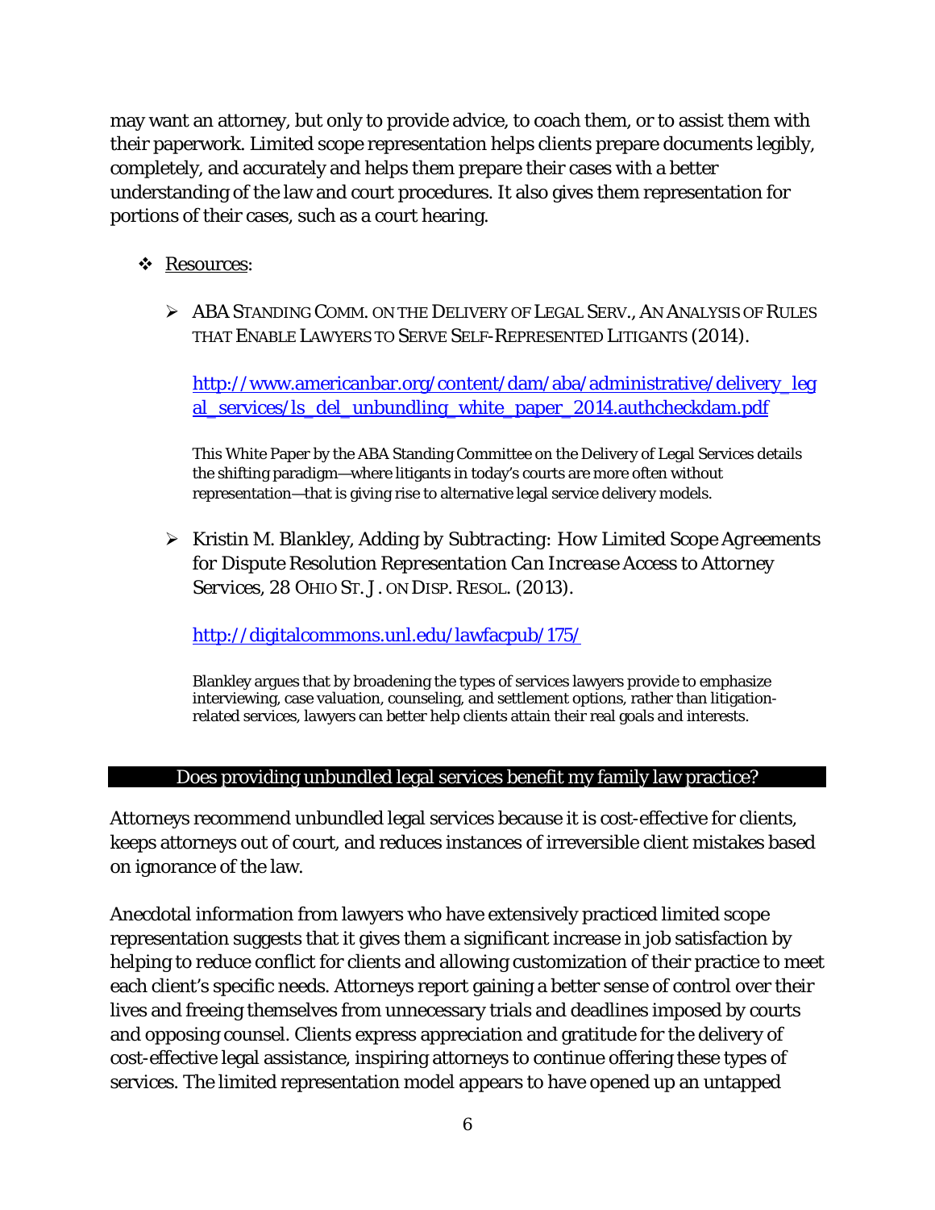may want an attorney, but only to provide advice, to coach them, or to assist them with their paperwork. Limited scope representation helps clients prepare documents legibly, completely, and accurately and helps them prepare their cases with a better understanding of the law and court procedures. It also gives them representation for portions of their cases, such as a court hearing.

- Resources:

  - ABA STANDING COMM. ON THE DELIVERY OF LEGAL SERV., AN ANALYSIS OF RULES THAT ENABLE LAWYERS TO SERVE SELF-REPRESENTED LITIGANTS (2014).

    http://www.americanbar.org/content/dam/aba/administrative/delivery_legal_services/ls_del_unbundling_white_paper_2014.authcheckdam.pdf

    This White Paper by the ABA Standing Committee on the Delivery of Legal Services details the shifting paradigm—where litigants in today's courts are more often without representation—that is giving rise to alternative legal service delivery models.

  - Kristin M. Blankley, *Adding by Subtracting: How Limited Scope Agreements for Dispute Resolution Representation Can Increase Access to Attorney Services*, 28 OHIO ST. J. ON DISP. RESOL. (2013).

    http://digitalcommons.unl.edu/lawfacpub/175/

    Blankley argues that by broadening the types of services lawyers provide to emphasize interviewing, case valuation, counseling, and settlement options, rather than litigation-related services, lawyers can better help clients attain their real goals and interests.

## Does providing unbundled legal services benefit my family law practice?

Attorneys recommend unbundled legal services because it is cost-effective for clients, keeps attorneys out of court, and reduces instances of irreversible client mistakes based on ignorance of the law.

Anecdotal information from lawyers who have extensively practiced limited scope representation suggests that it gives them a significant increase in job satisfaction by helping to reduce conflict for clients and allowing customization of their practice to meet each client's specific needs. Attorneys report gaining a better sense of control over their lives and freeing themselves from unnecessary trials and deadlines imposed by courts and opposing counsel. Clients express appreciation and gratitude for the delivery of cost-effective legal assistance, inspiring attorneys to continue offering these types of services. The limited representation model appears to have opened up an untapped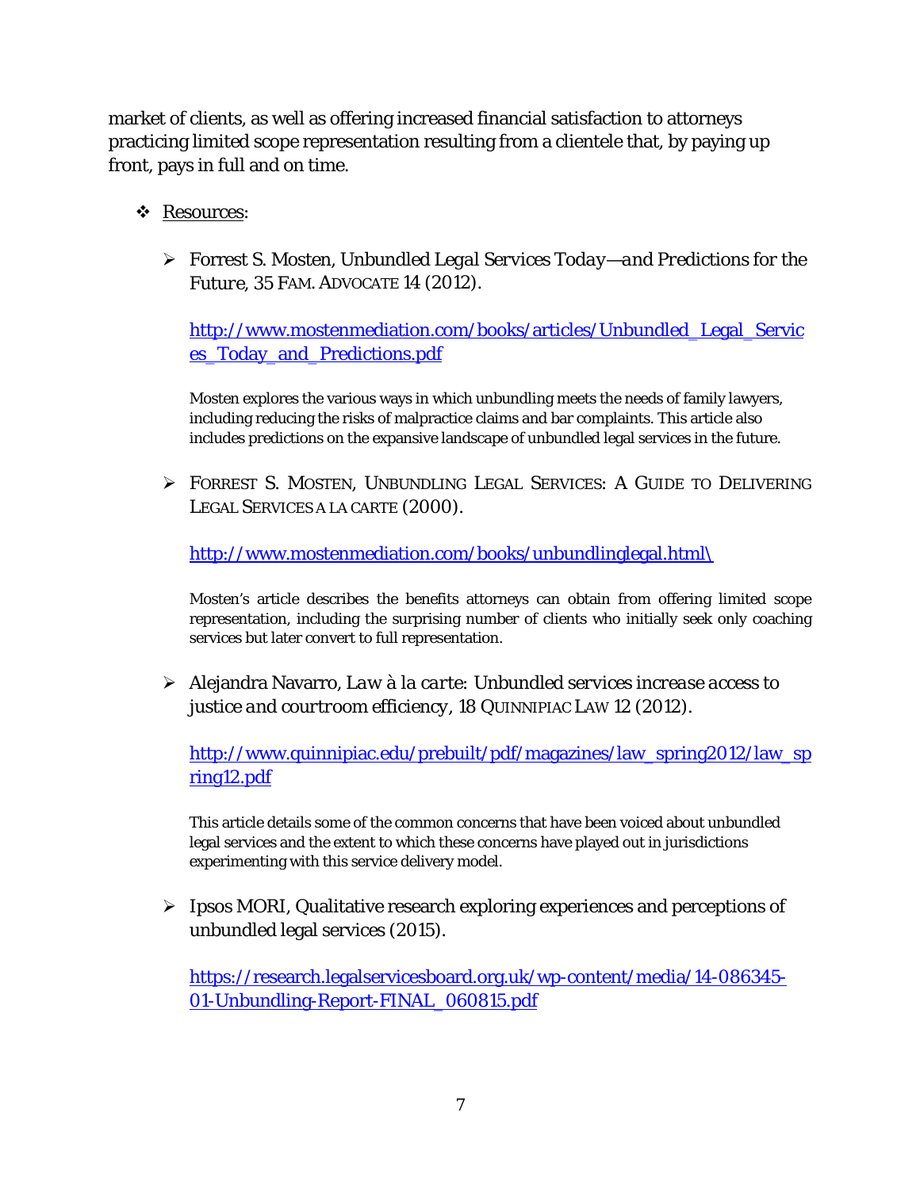market of clients, as well as offering increased financial satisfaction to attorneys practicing limited scope representation resulting from a clientele that, by paying up front, pays in full and on time.

- Resources:

  - Forrest S. Mosten, *Unbundled Legal Services Today—and Predictions for the Future*, 35 FAM. ADVOCATE 14 (2012).

    http://www.mostenmediation.com/books/articles/Unbundled_Legal_Services_Today_and_Predictions.pdf

    Mosten explores the various ways in which unbundling meets the needs of family lawyers, including reducing the risks of malpractice claims and bar complaints. This article also includes predictions on the expansive landscape of unbundled legal services in the future.

  - FORREST S. MOSTEN, UNBUNDLING LEGAL SERVICES: A GUIDE TO DELIVERING LEGAL SERVICES A LA CARTE (2000).

    http://www.mostenmediation.com/books/unbundlinglegal.html\

    Mosten's article describes the benefits attorneys can obtain from offering limited scope representation, including the surprising number of clients who initially seek only coaching services but later convert to full representation.

  - Alejandra Navarro, *Law à la carte: Unbundled services increase access to justice and courtroom efficiency*, 18 QUINNIPIAC LAW 12 (2012).

    http://www.quinnipiac.edu/prebuilt/pdf/magazines/law_spring2012/law_spring12.pdf

    This article details some of the common concerns that have been voiced about unbundled legal services and the extent to which these concerns have played out in jurisdictions experimenting with this service delivery model.

  - Ipsos MORI, Qualitative research exploring experiences and perceptions of unbundled legal services (2015).

    https://research.legalservicesboard.org.uk/wp-content/media/14-086345-01-Unbundling-Report-FINAL_060815.pdf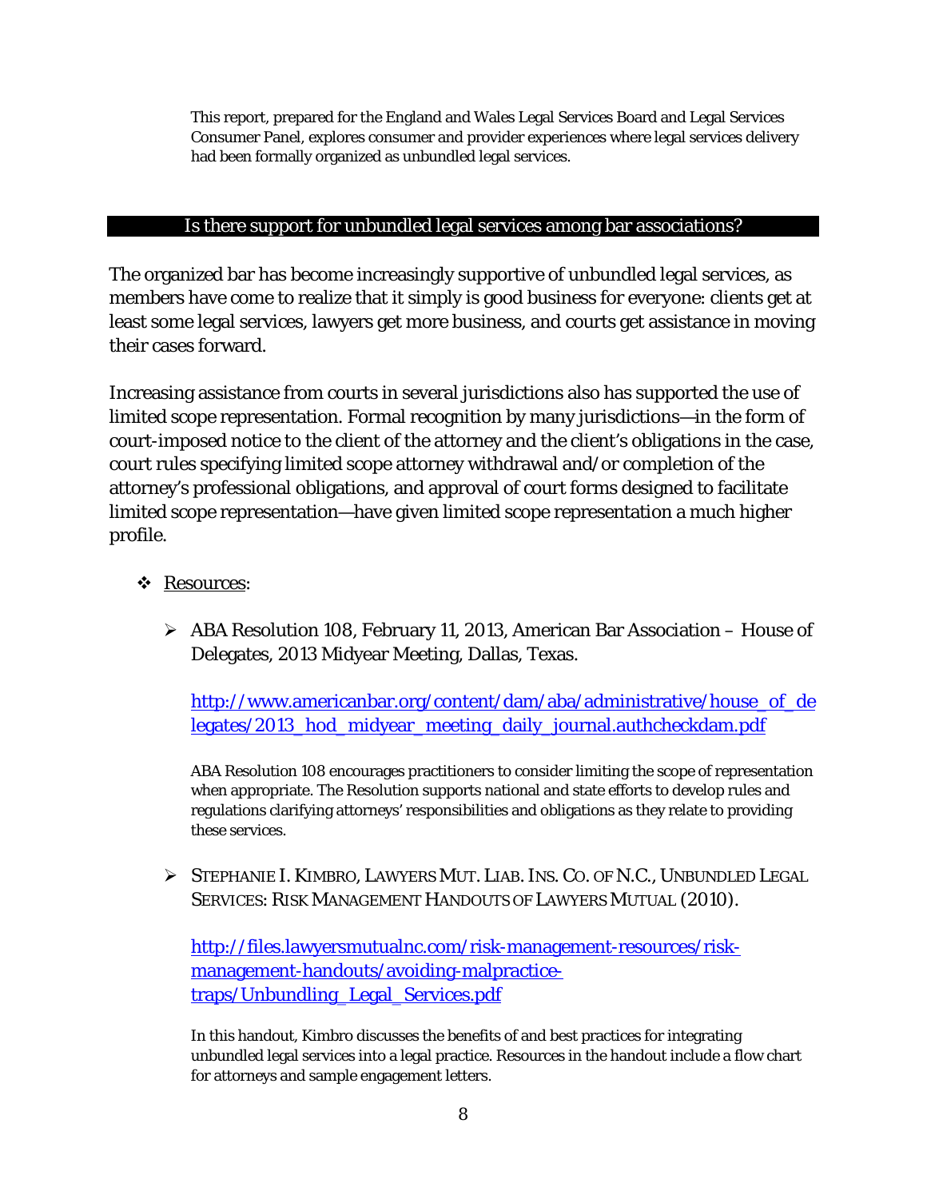This report, prepared for the England and Wales Legal Services Board and Legal Services Consumer Panel, explores consumer and provider experiences where legal services delivery had been formally organized as unbundled legal services.

## Is there support for unbundled legal services among bar associations?

The organized bar has become increasingly supportive of unbundled legal services, as members have come to realize that it simply is good business for everyone: clients get at least some legal services, lawyers get more business, and courts get assistance in moving their cases forward.

Increasing assistance from courts in several jurisdictions also has supported the use of limited scope representation. Formal recognition by many jurisdictions—in the form of court-imposed notice to the client of the attorney and the client's obligations in the case, court rules specifying limited scope attorney withdrawal and/or completion of the attorney's professional obligations, and approval of court forms designed to facilitate limited scope representation—have given limited scope representation a much higher profile.

- Resources:

  - ABA Resolution 108, February 11, 2013, American Bar Association – House of Delegates, 2013 Midyear Meeting, Dallas, Texas.

    http://www.americanbar.org/content/dam/aba/administrative/house_of_delegates/2013_hod_midyear_meeting_daily_journal.authcheckdam.pdf

    ABA Resolution 108 encourages practitioners to consider limiting the scope of representation when appropriate. The Resolution supports national and state efforts to develop rules and regulations clarifying attorneys' responsibilities and obligations as they relate to providing these services.

  - STEPHANIE I. KIMBRO, LAWYERS MUT. LIAB. INS. CO. OF N.C., UNBUNDLED LEGAL SERVICES: RISK MANAGEMENT HANDOUTS OF LAWYERS MUTUAL (2010).

    http://files.lawyersmutualnc.com/risk-management-resources/risk-management-handouts/avoiding-malpractice-traps/Unbundling_Legal_Services.pdf

    In this handout, Kimbro discusses the benefits of and best practices for integrating unbundled legal services into a legal practice. Resources in the handout include a flow chart for attorneys and sample engagement letters.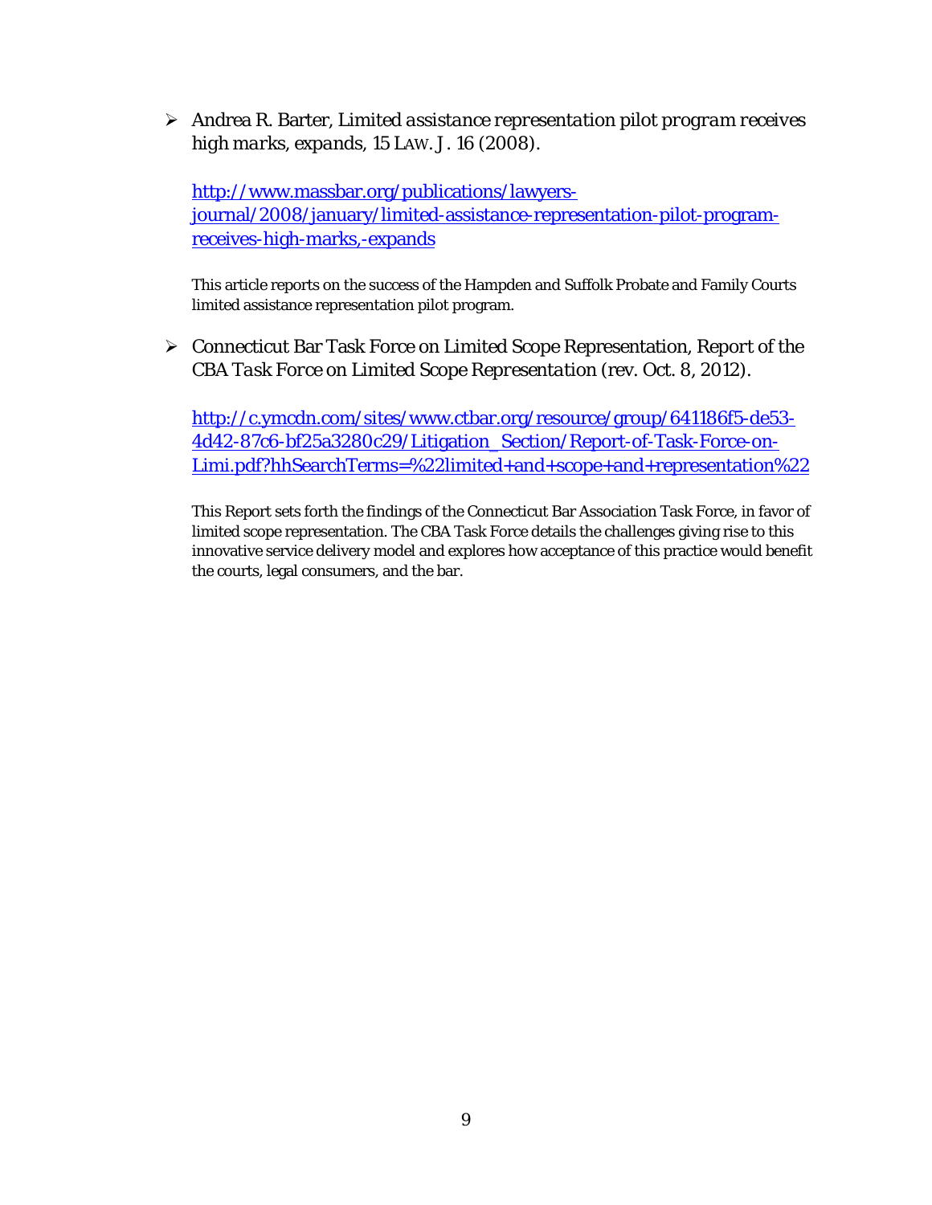- Andrea R. Barter, *Limited assistance representation pilot program receives high marks, expands*, 15 LAW. J. 16 (2008).

  [http://www.massbar.org/publications/lawyers-journal/2008/january/limited-assistance-representation-pilot-program-receives-high-marks,-expands](http://www.massbar.org/publications/lawyers-journal/2008/january/limited-assistance-representation-pilot-program-receives-high-marks,-expands)

  This article reports on the success of the Hampden and Suffolk Probate and Family Courts limited assistance representation pilot program.

- Connecticut Bar Task Force on Limited Scope Representation, *Report of the CBA Task Force on Limited Scope Representation* (rev. Oct. 8, 2012).

  [http://c.ymcdn.com/sites/www.ctbar.org/resource/group/641186f5-de53-4d42-87c6-bf25a3280c29/Litigation_Section/Report-of-Task-Force-on-Limi.pdf?hhSearchTerms=%22limited+and+scope+and+representation%22](http://c.ymcdn.com/sites/www.ctbar.org/resource/group/641186f5-de53-4d42-87c6-bf25a3280c29/Litigation_Section/Report-of-Task-Force-on-Limi.pdf?hhSearchTerms=%22limited+and+scope+and+representation%22)

  This Report sets forth the findings of the Connecticut Bar Association Task Force, in favor of limited scope representation. The CBA Task Force details the challenges giving rise to this innovative service delivery model and explores how acceptance of this practice would benefit the courts, legal consumers, and the bar.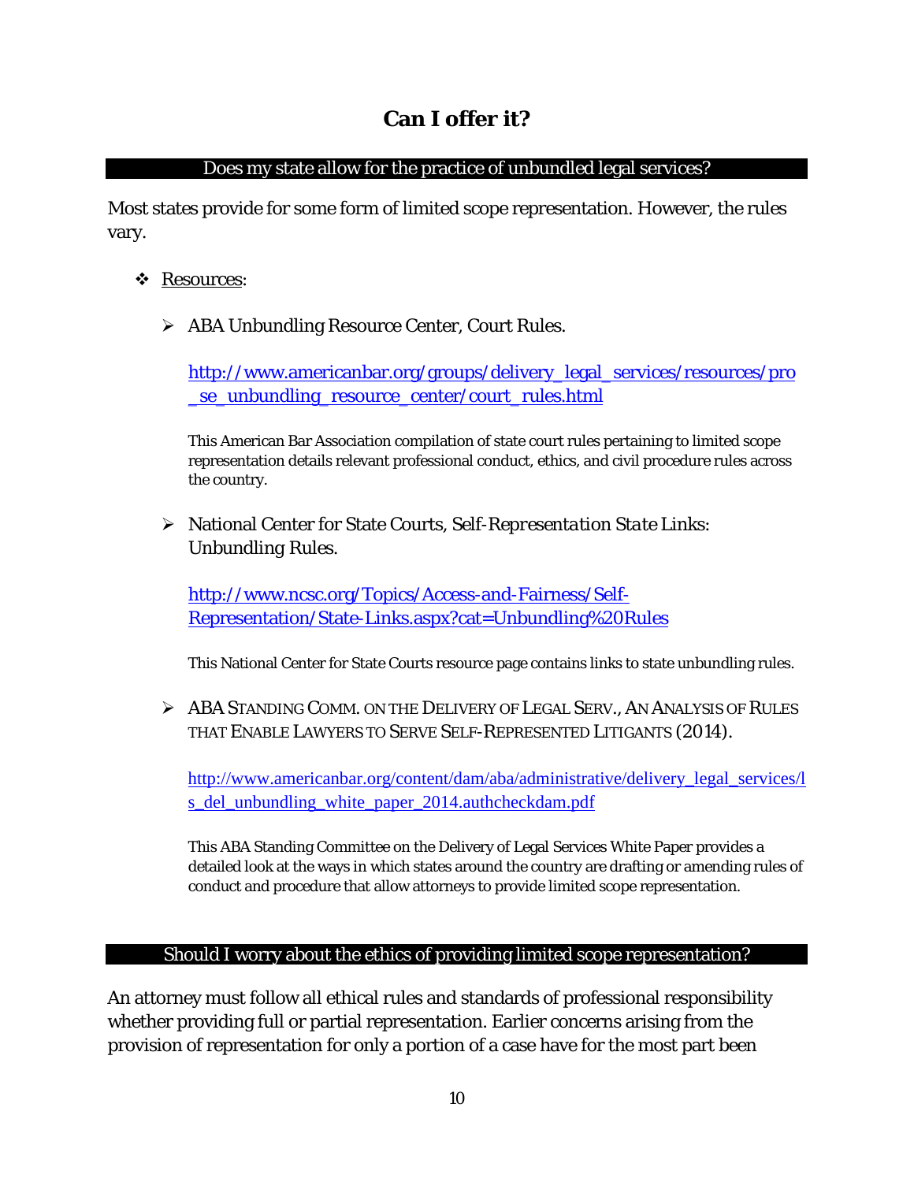# Can I offer it?

## Does my state allow for the practice of unbundled legal services?

Most states provide for some form of limited scope representation. However, the rules vary.

- Resources:

  - ABA Unbundling Resource Center, Court Rules.

    http://www.americanbar.org/groups/delivery_legal_services/resources/pro_se_unbundling_resource_center/court_rules.html

    This American Bar Association compilation of state court rules pertaining to limited scope representation details relevant professional conduct, ethics, and civil procedure rules across the country.

  - National Center for State Courts, *Self-Representation State* Links: Unbundling Rules.

    http://www.ncsc.org/Topics/Access-and-Fairness/Self-Representation/State-Links.aspx?cat=Unbundling%20Rules

    This National Center for State Courts resource page contains links to state unbundling rules.

  - ABA STANDING COMM. ON THE DELIVERY OF LEGAL SERV., AN ANALYSIS OF RULES THAT ENABLE LAWYERS TO SERVE SELF-REPRESENTED LITIGANTS (2014).

    http://www.americanbar.org/content/dam/aba/administrative/delivery_legal_services/ls_del_unbundling_white_paper_2014.authcheckdam.pdf

    This ABA Standing Committee on the Delivery of Legal Services White Paper provides a detailed look at the ways in which states around the country are drafting or amending rules of conduct and procedure that allow attorneys to provide limited scope representation.

## Should I worry about the ethics of providing limited scope representation?

An attorney must follow all ethical rules and standards of professional responsibility whether providing full or partial representation. Earlier concerns arising from the provision of representation for only a portion of a case have for the most part been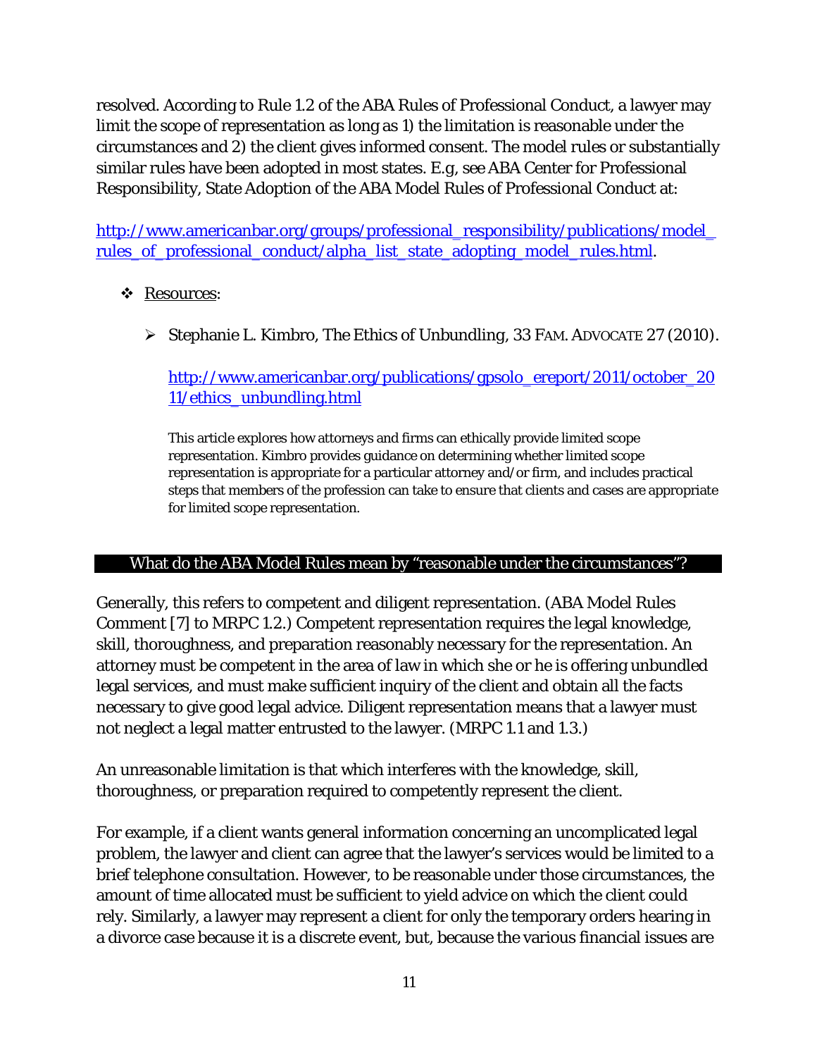resolved. According to Rule 1.2 of the ABA Rules of Professional Conduct, a lawyer may limit the scope of representation as long as 1) the limitation is reasonable under the circumstances and 2) the client gives informed consent. The model rules or substantially similar rules have been adopted in most states. E.g, see ABA Center for Professional Responsibility, State Adoption of the ABA Model Rules of Professional Conduct at:

http://www.americanbar.org/groups/professional_responsibility/publications/model_rules_of_professional_conduct/alpha_list_state_adopting_model_rules.html.

- Resources:
  - Stephanie L. Kimbro, The Ethics of Unbundling, 33 FAM. ADVOCATE 27 (2010).

    http://www.americanbar.org/publications/gpsolo_ereport/2011/october_2011/ethics_unbundling.html

    This article explores how attorneys and firms can ethically provide limited scope representation. Kimbro provides guidance on determining whether limited scope representation is appropriate for a particular attorney and/or firm, and includes practical steps that members of the profession can take to ensure that clients and cases are appropriate for limited scope representation.

## What do the ABA Model Rules mean by "reasonable under the circumstances"?

Generally, this refers to competent and diligent representation. (ABA Model Rules Comment [7] to MRPC 1.2.) Competent representation requires the legal knowledge, skill, thoroughness, and preparation reasonably necessary for the representation. An attorney must be competent in the area of law in which she or he is offering unbundled legal services, and must make sufficient inquiry of the client and obtain all the facts necessary to give good legal advice. Diligent representation means that a lawyer must not neglect a legal matter entrusted to the lawyer. (MRPC 1.1 and 1.3.)

An unreasonable limitation is that which interferes with the knowledge, skill, thoroughness, or preparation required to competently represent the client.

For example, if a client wants general information concerning an uncomplicated legal problem, the lawyer and client can agree that the lawyer's services would be limited to a brief telephone consultation. However, to be reasonable under those circumstances, the amount of time allocated must be sufficient to yield advice on which the client could rely. Similarly, a lawyer may represent a client for only the temporary orders hearing in a divorce case because it is a discrete event, but, because the various financial issues are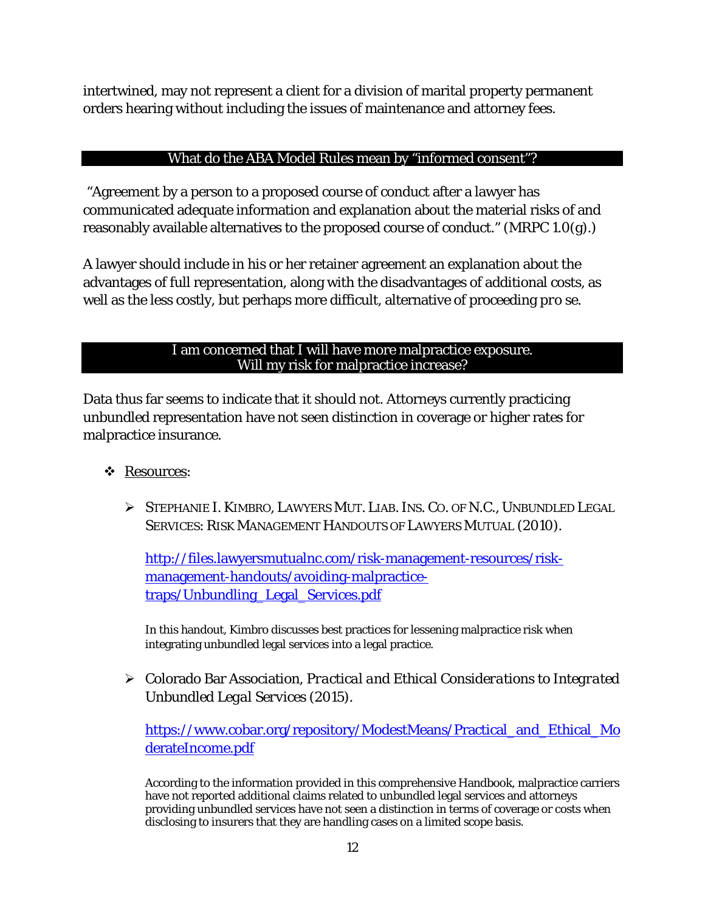intertwined, may not represent a client for a division of marital property permanent orders hearing without including the issues of maintenance and attorney fees.

## What do the ABA Model Rules mean by "informed consent"?

"Agreement by a person to a proposed course of conduct after a lawyer has communicated adequate information and explanation about the material risks of and reasonably available alternatives to the proposed course of conduct." (MRPC 1.0(g).)

A lawyer should include in his or her retainer agreement an explanation about the advantages of full representation, along with the disadvantages of additional costs, as well as the less costly, but perhaps more difficult, alternative of proceeding *pro se*.

## I am concerned that I will have more malpractice exposure. Will my risk for malpractice increase?

Data thus far seems to indicate that it should not. Attorneys currently practicing unbundled representation have not seen distinction in coverage or higher rates for malpractice insurance.

- Resources:

  - STEPHANIE I. KIMBRO, LAWYERS MUT. LIAB. INS. CO. OF N.C., UNBUNDLED LEGAL SERVICES: RISK MANAGEMENT HANDOUTS OF LAWYERS MUTUAL (2010).

    http://files.lawyersmutualnc.com/risk-management-resources/risk-management-handouts/avoiding-malpractice-traps/Unbundling_Legal_Services.pdf

    In this handout, Kimbro discusses best practices for lessening malpractice risk when integrating unbundled legal services into a legal practice.

  - Colorado Bar Association, *Practical and Ethical Considerations to Integrated Unbundled Legal Services* (2015).

    https://www.cobar.org/repository/ModestMeans/Practical_and_Ethical_ModerateIncome.pdf

    According to the information provided in this comprehensive Handbook, malpractice carriers have not reported additional claims related to unbundled legal services and attorneys providing unbundled services have not seen a distinction in terms of coverage or costs when disclosing to insurers that they are handling cases on a limited scope basis.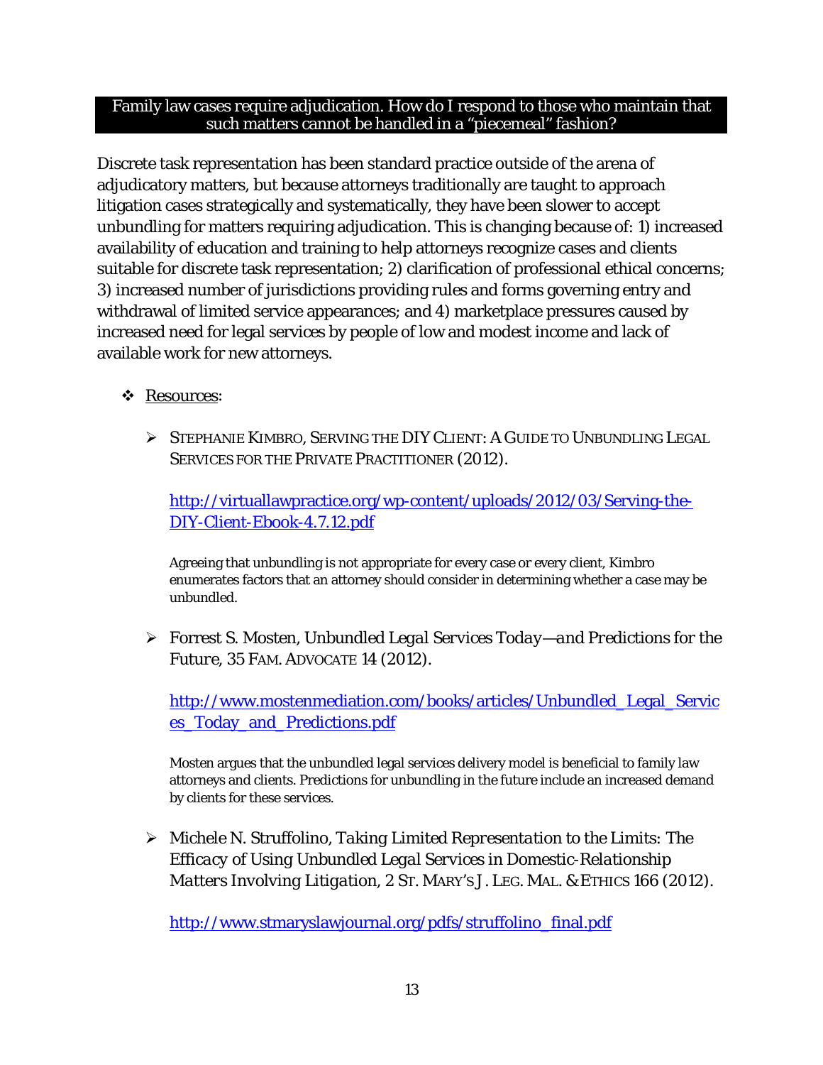## Family law cases require adjudication. How do I respond to those who maintain that such matters cannot be handled in a "piecemeal" fashion?

Discrete task representation has been standard practice outside of the arena of adjudicatory matters, but because attorneys traditionally are taught to approach litigation cases strategically and systematically, they have been slower to accept unbundling for matters requiring adjudication. This is changing because of: 1) increased availability of education and training to help attorneys recognize cases and clients suitable for discrete task representation; 2) clarification of professional ethical concerns; 3) increased number of jurisdictions providing rules and forms governing entry and withdrawal of limited service appearances; and 4) marketplace pressures caused by increased need for legal services by people of low and modest income and lack of available work for new attorneys.

- Resources:

  - STEPHANIE KIMBRO, SERVING THE DIY CLIENT: A GUIDE TO UNBUNDLING LEGAL SERVICES FOR THE PRIVATE PRACTITIONER (2012).

    http://virtuallawpractice.org/wp-content/uploads/2012/03/Serving-the-DIY-Client-Ebook-4.7.12.pdf

    Agreeing that unbundling is not appropriate for every case or every client, Kimbro enumerates factors that an attorney should consider in determining whether a case may be unbundled.

  - Forrest S. Mosten, *Unbundled Legal Services Today—and Predictions for the Future*, 35 FAM. ADVOCATE 14 (2012).

    http://www.mostenmediation.com/books/articles/Unbundled_Legal_Services_Today_and_Predictions.pdf

    Mosten argues that the unbundled legal services delivery model is beneficial to family law attorneys and clients. Predictions for unbundling in the future include an increased demand by clients for these services.

  - Michele N. Struffolino, *Taking Limited Representation to the Limits: The Efficacy of Using Unbundled Legal Services in Domestic-Relationship Matters Involving Litigation*, 2 ST. MARY'S J. LEG. MAL. & ETHICS 166 (2012).

    http://www.stmaryslawjournal.org/pdfs/struffolino_final.pdf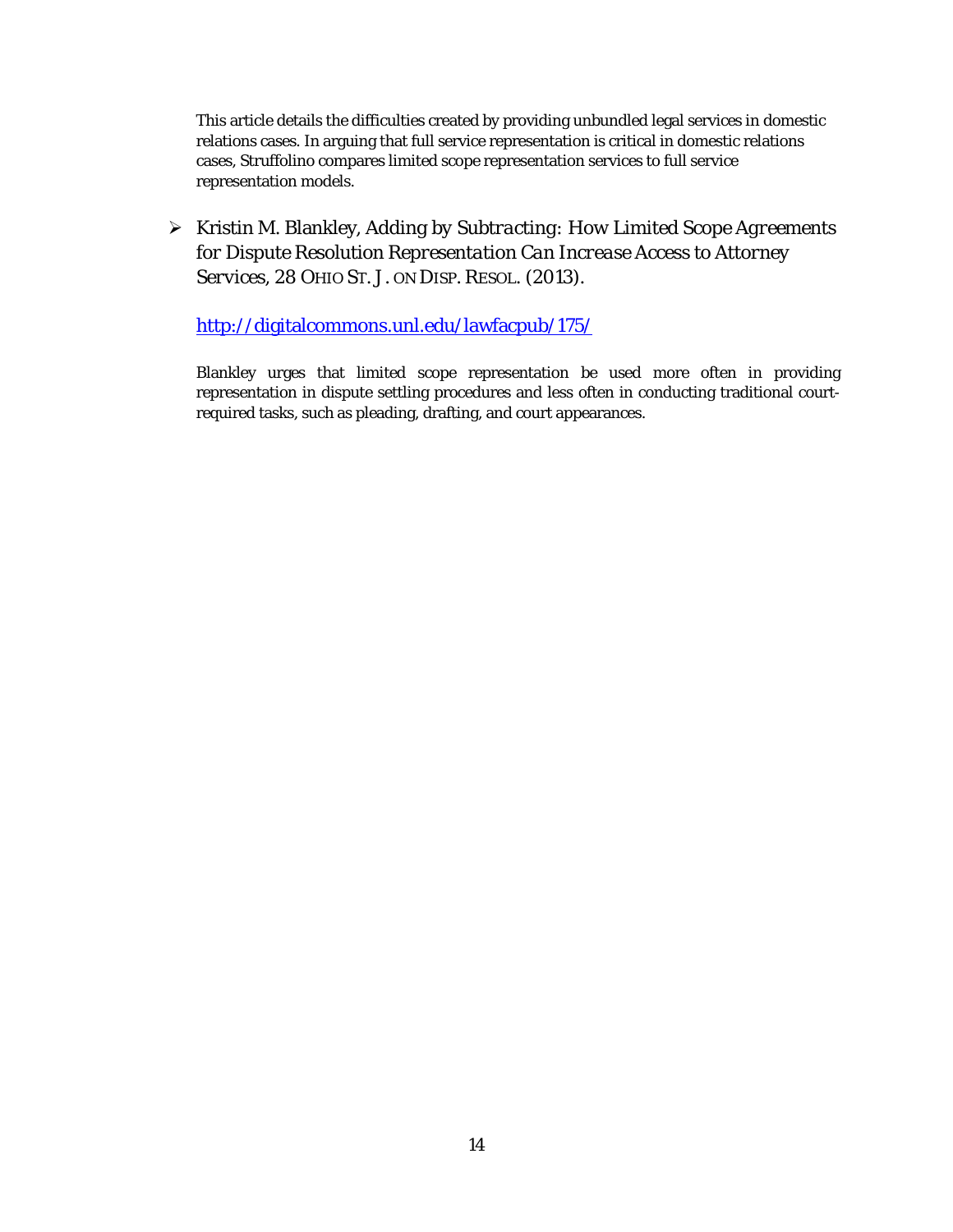This article details the difficulties created by providing unbundled legal services in domestic relations cases. In arguing that full service representation is critical in domestic relations cases, Struffolino compares limited scope representation services to full service representation models.

- Kristin M. Blankley, *Adding by Subtracting: How Limited Scope Agreements for Dispute Resolution Representation Can Increase Access to Attorney Services*, 28 OHIO ST. J. ON DISP. RESOL. (2013).

  http://digitalcommons.unl.edu/lawfacpub/175/

  Blankley urges that limited scope representation be used more often in providing representation in dispute settling procedures and less often in conducting traditional court-required tasks, such as pleading, drafting, and court appearances.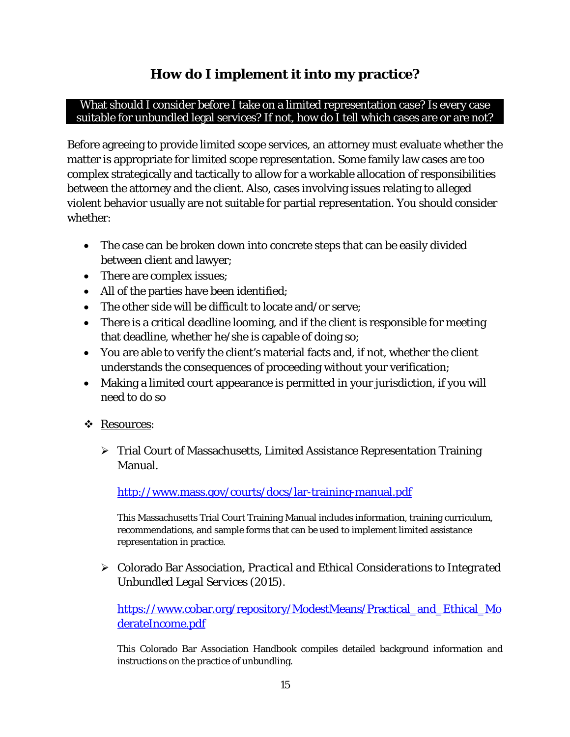# How do I implement it into my practice?

**What should I consider before I take on a limited representation case? Is every case suitable for unbundled legal services? If not, how do I tell which cases are or are not?**

Before agreeing to provide limited scope services, an attorney must evaluate whether the matter is appropriate for limited scope representation. Some family law cases are too complex strategically and tactically to allow for a workable allocation of responsibilities between the attorney and the client. Also, cases involving issues relating to alleged violent behavior usually are not suitable for partial representation. You should consider whether:

- The case can be broken down into concrete steps that can be easily divided between client and lawyer;
- There are complex issues;
- All of the parties have been identified;
- The other side will be difficult to locate and/or serve;
- There is a critical deadline looming, and if the client is responsible for meeting that deadline, whether he/she is capable of doing so;
- You are able to verify the client's material facts and, if not, whether the client understands the consequences of proceeding without your verification;
- Making a limited court appearance is permitted in your jurisdiction, if you will need to do so

- Resources:

  - Trial Court of Massachusetts, Limited Assistance Representation Training Manual.

    http://www.mass.gov/courts/docs/lar-training-manual.pdf

    This Massachusetts Trial Court Training Manual includes information, training curriculum, recommendations, and sample forms that can be used to implement limited assistance representation in practice.

  - Colorado Bar Association, *Practical and Ethical Considerations to Integrated Unbundled Legal Services* (2015).

    https://www.cobar.org/repository/ModestMeans/Practical_and_Ethical_ModerateIncome.pdf

    This Colorado Bar Association Handbook compiles detailed background information and instructions on the practice of unbundling.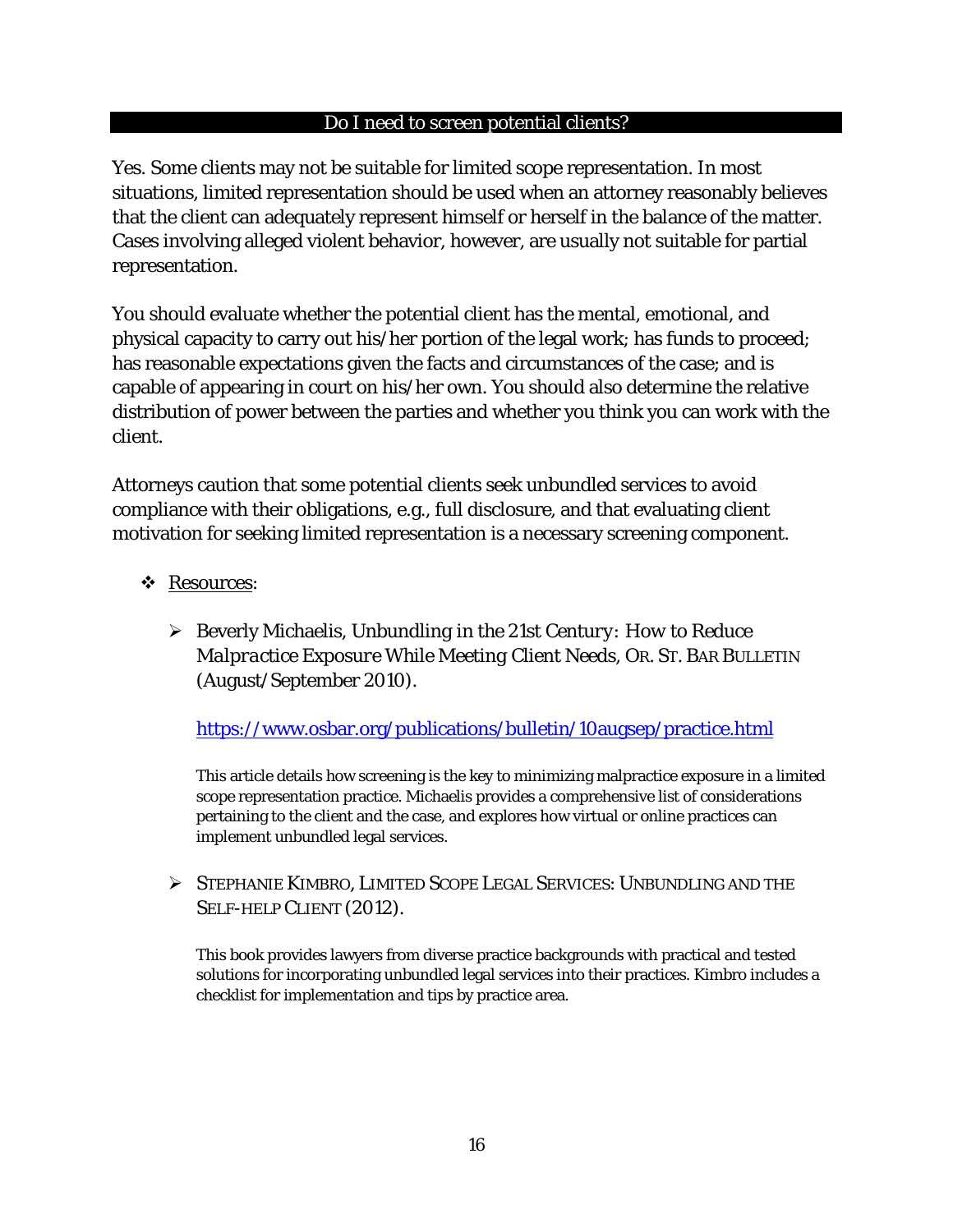## Do I need to screen potential clients?

Yes. Some clients may not be suitable for limited scope representation. In most situations, limited representation should be used when an attorney reasonably believes that the client can adequately represent himself or herself in the balance of the matter. Cases involving alleged violent behavior, however, are usually not suitable for partial representation.

You should evaluate whether the potential client has the mental, emotional, and physical capacity to carry out his/her portion of the legal work; has funds to proceed; has reasonable expectations given the facts and circumstances of the case; and is capable of appearing in court on his/her own. You should also determine the relative distribution of power between the parties and whether you think you can work with the client.

Attorneys caution that some potential clients seek unbundled services to avoid compliance with their obligations, e.g., full disclosure, and that evaluating client motivation for seeking limited representation is a necessary screening component.

- Resources:

  - Beverly Michaelis, *Unbundling in the 21st Century: How to Reduce Malpractice Exposure While Meeting Client Needs*, OR. ST. BAR BULLETIN (August/September 2010).

    https://www.osbar.org/publications/bulletin/10augsep/practice.html

    This article details how screening is the key to minimizing malpractice exposure in a limited scope representation practice. Michaelis provides a comprehensive list of considerations pertaining to the client and the case, and explores how virtual or online practices can implement unbundled legal services.

  - STEPHANIE KIMBRO, LIMITED SCOPE LEGAL SERVICES: UNBUNDLING AND THE SELF-HELP CLIENT (2012).

    This book provides lawyers from diverse practice backgrounds with practical and tested solutions for incorporating unbundled legal services into their practices. Kimbro includes a checklist for implementation and tips by practice area.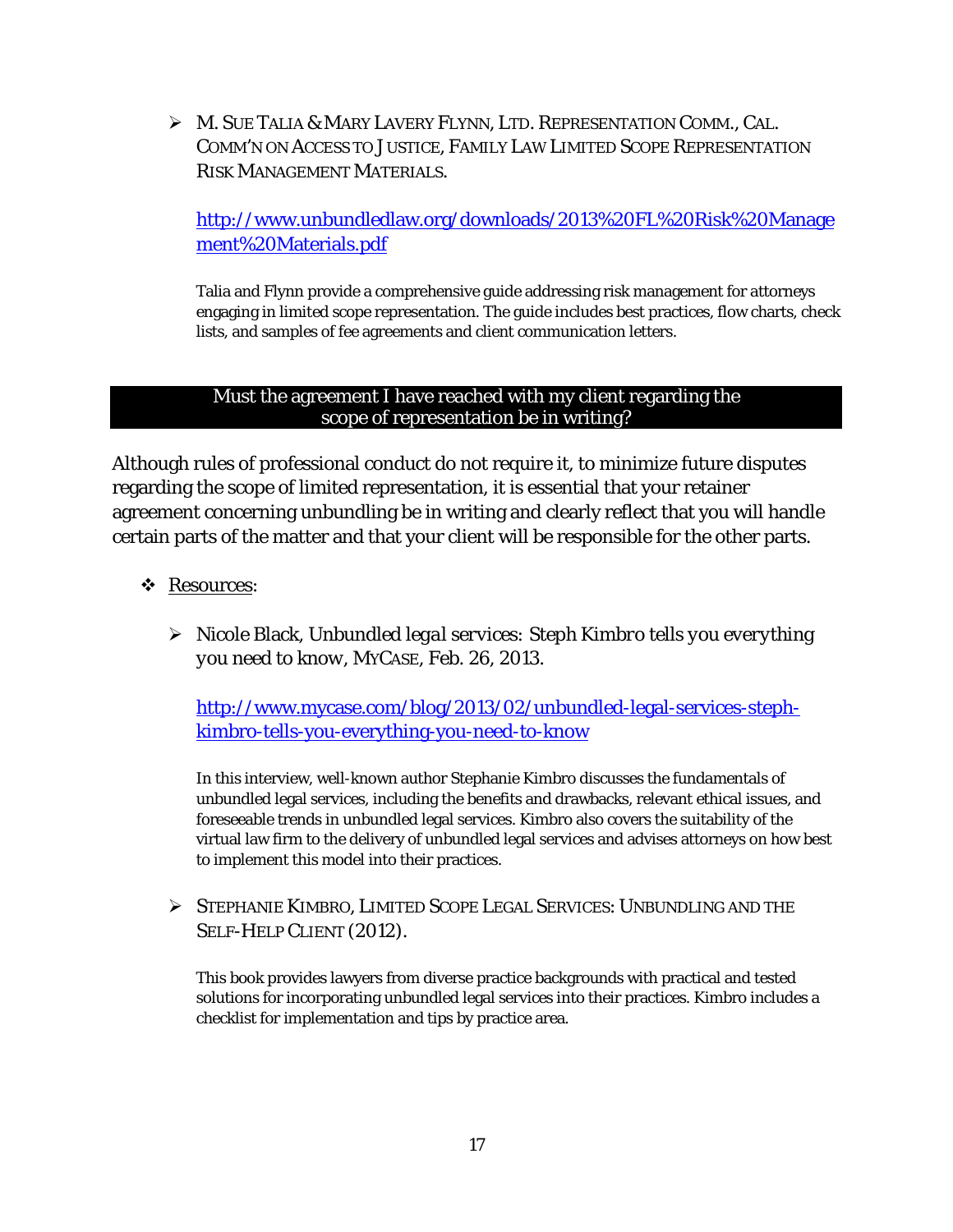- M. SUE TALIA & MARY LAVERY FLYNN, LTD. REPRESENTATION COMM., CAL. COMM'N ON ACCESS TO JUSTICE, FAMILY LAW LIMITED SCOPE REPRESENTATION RISK MANAGEMENT MATERIALS.

  http://www.unbundledlaw.org/downloads/2013%20FL%20Risk%20Management%20Materials.pdf

  Talia and Flynn provide a comprehensive guide addressing risk management for attorneys engaging in limited scope representation. The guide includes best practices, flow charts, check lists, and samples of fee agreements and client communication letters.

## Must the agreement I have reached with my client regarding the scope of representation be in writing?

Although rules of professional conduct do not require it, to minimize future disputes regarding the scope of limited representation, it is essential that your retainer agreement concerning unbundling be in writing and clearly reflect that you will handle certain parts of the matter and that your client will be responsible for the other parts.

- Resources:

  - Nicole Black, *Unbundled legal services: Steph Kimbro tells you everything you need to know*, MYCASE, Feb. 26, 2013.

    http://www.mycase.com/blog/2013/02/unbundled-legal-services-steph-kimbro-tells-you-everything-you-need-to-know

    In this interview, well-known author Stephanie Kimbro discusses the fundamentals of unbundled legal services, including the benefits and drawbacks, relevant ethical issues, and foreseeable trends in unbundled legal services. Kimbro also covers the suitability of the virtual law firm to the delivery of unbundled legal services and advises attorneys on how best to implement this model into their practices.

  - STEPHANIE KIMBRO, LIMITED SCOPE LEGAL SERVICES: UNBUNDLING AND THE SELF-HELP CLIENT (2012).

    This book provides lawyers from diverse practice backgrounds with practical and tested solutions for incorporating unbundled legal services into their practices. Kimbro includes a checklist for implementation and tips by practice area.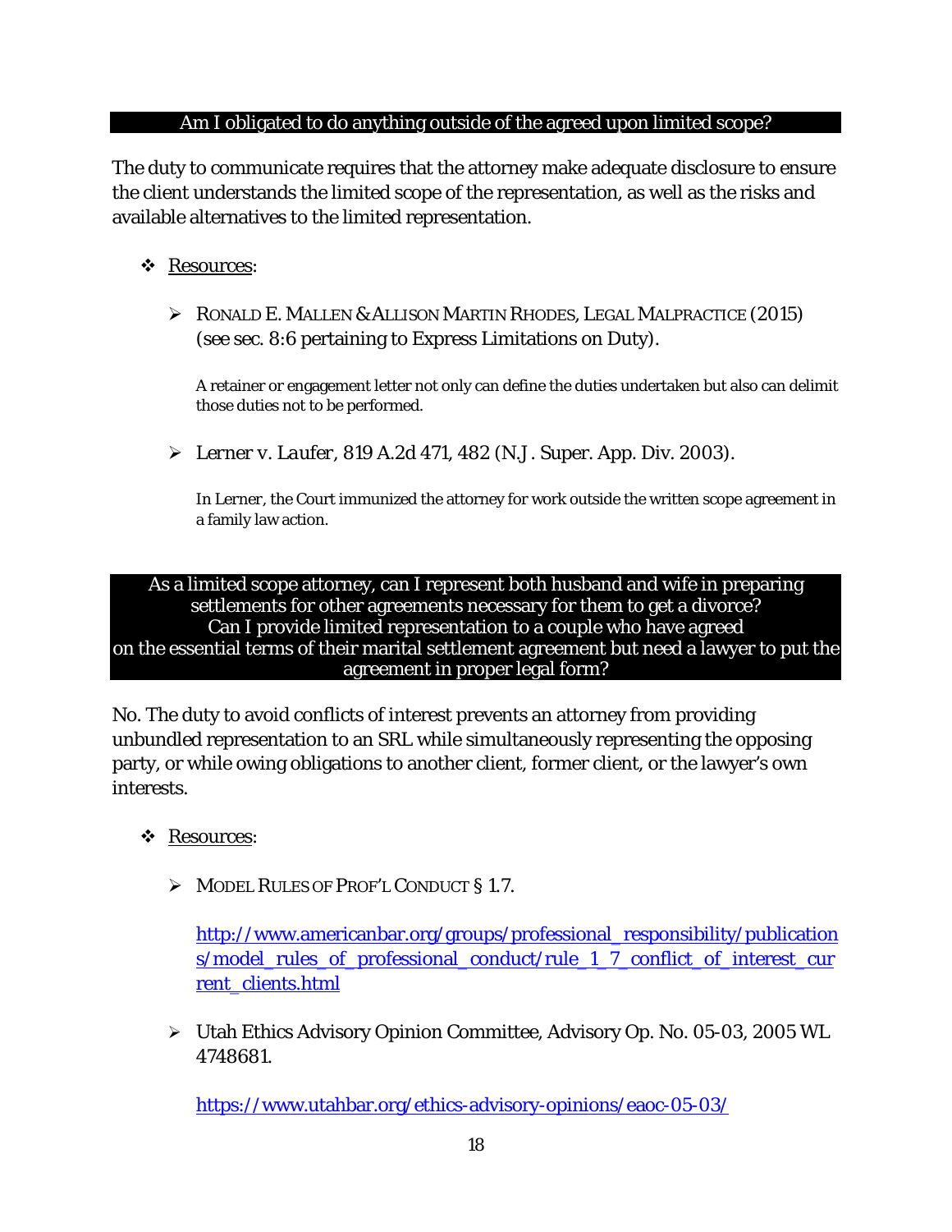## Am I obligated to do anything outside of the agreed upon limited scope?

The duty to communicate requires that the attorney make adequate disclosure to ensure the client understands the limited scope of the representation, as well as the risks and available alternatives to the limited representation.

- Resources:
  - RONALD E. MALLEN & ALLISON MARTIN RHODES, LEGAL MALPRACTICE (2015) (see sec. 8:6 pertaining to Express Limitations on Duty).

    A retainer or engagement letter not only can define the duties undertaken but also can delimit those duties not to be performed.

  - *Lerner v. Laufer*, 819 A.2d 471, 482 (N.J. Super. App. Div. 2003).

    In Lerner, the Court immunized the attorney for work outside the written scope agreement in a family law action.

## As a limited scope attorney, can I represent both husband and wife in preparing settlements for other agreements necessary for them to get a divorce? Can I provide limited representation to a couple who have agreed on the essential terms of their marital settlement agreement but need a lawyer to put the agreement in proper legal form?

No. The duty to avoid conflicts of interest prevents an attorney from providing unbundled representation to an SRL while simultaneously representing the opposing party, or while owing obligations to another client, former client, or the lawyer's own interests.

- Resources:
  - MODEL RULES OF PROF'L CONDUCT § 1.7.

    http://www.americanbar.org/groups/professional_responsibility/publications/model_rules_of_professional_conduct/rule_1_7_conflict_of_interest_current_clients.html

  - Utah Ethics Advisory Opinion Committee, Advisory Op. No. 05-03, 2005 WL 4748681.

    https://www.utahbar.org/ethics-advisory-opinions/eaoc-05-03/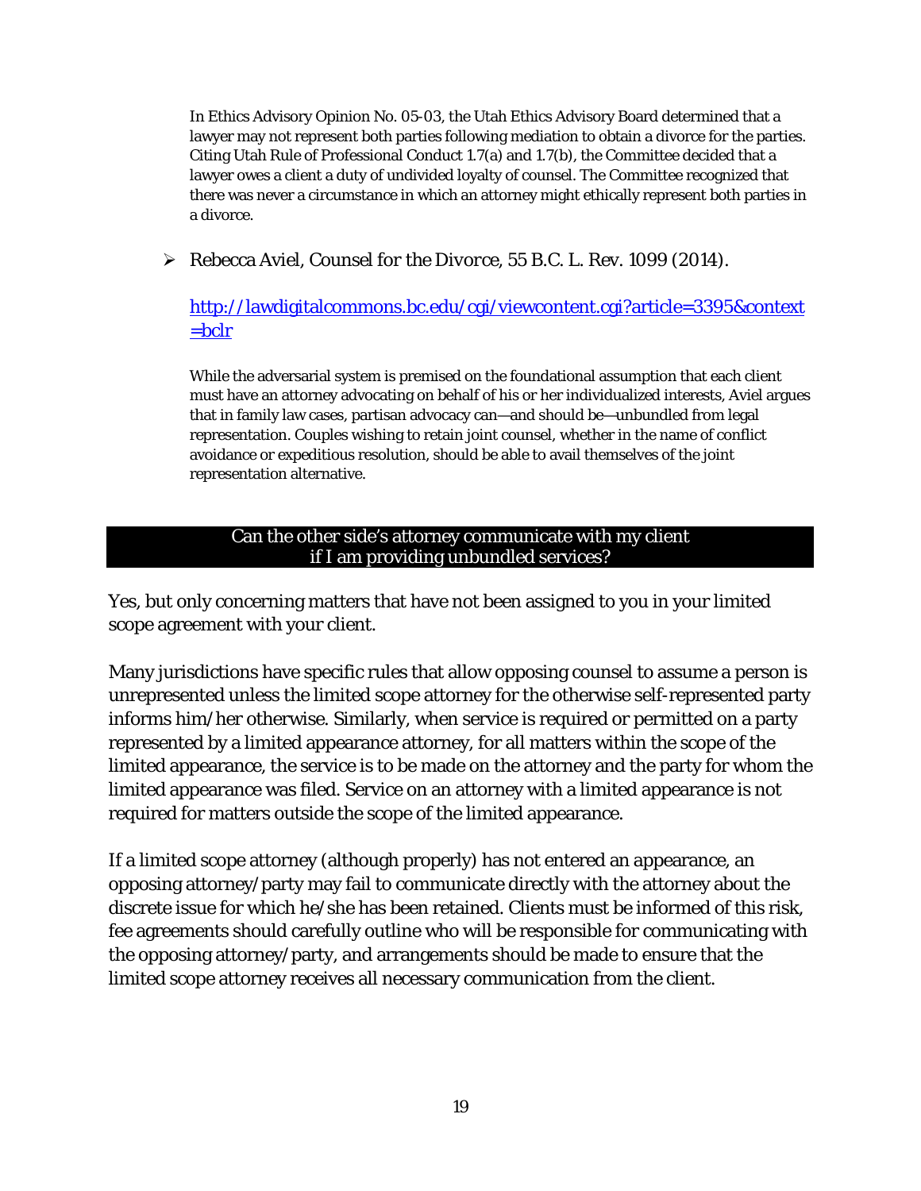In Ethics Advisory Opinion No. 05-03, the Utah Ethics Advisory Board determined that a lawyer may not represent both parties following mediation to obtain a divorce for the parties. Citing Utah Rule of Professional Conduct 1.7(a) and 1.7(b), the Committee decided that a lawyer owes a client a duty of undivided loyalty of counsel. The Committee recognized that there was never a circumstance in which an attorney might ethically represent both parties in a divorce.

- Rebecca Aviel, Counsel for the Divorce, 55 B.C. L. Rev. 1099 (2014).

  [http://lawdigitalcommons.bc.edu/cgi/viewcontent.cgi?article=3395&context=bclr](http://lawdigitalcommons.bc.edu/cgi/viewcontent.cgi?article=3395&context=bclr)

  While the adversarial system is premised on the foundational assumption that each client must have an attorney advocating on behalf of his or her individualized interests, Aviel argues that in family law cases, partisan advocacy can—and should be—unbundled from legal representation. Couples wishing to retain joint counsel, whether in the name of conflict avoidance or expeditious resolution, should be able to avail themselves of the joint representation alternative.

## Can the other side's attorney communicate with my client if I am providing unbundled services?

Yes, but only concerning matters that have not been assigned to you in your limited scope agreement with your client.

Many jurisdictions have specific rules that allow opposing counsel to assume a person is unrepresented unless the limited scope attorney for the otherwise self-represented party informs him/her otherwise. Similarly, when service is required or permitted on a party represented by a limited appearance attorney, for all matters within the scope of the limited appearance, the service is to be made on the attorney and the party for whom the limited appearance was filed. Service on an attorney with a limited appearance is not required for matters outside the scope of the limited appearance.

If a limited scope attorney (although properly) has not entered an appearance, an opposing attorney/party may fail to communicate directly with the attorney about the discrete issue for which he/she has been retained. Clients must be informed of this risk, fee agreements should carefully outline who will be responsible for communicating with the opposing attorney/party, and arrangements should be made to ensure that the limited scope attorney receives all necessary communication from the client.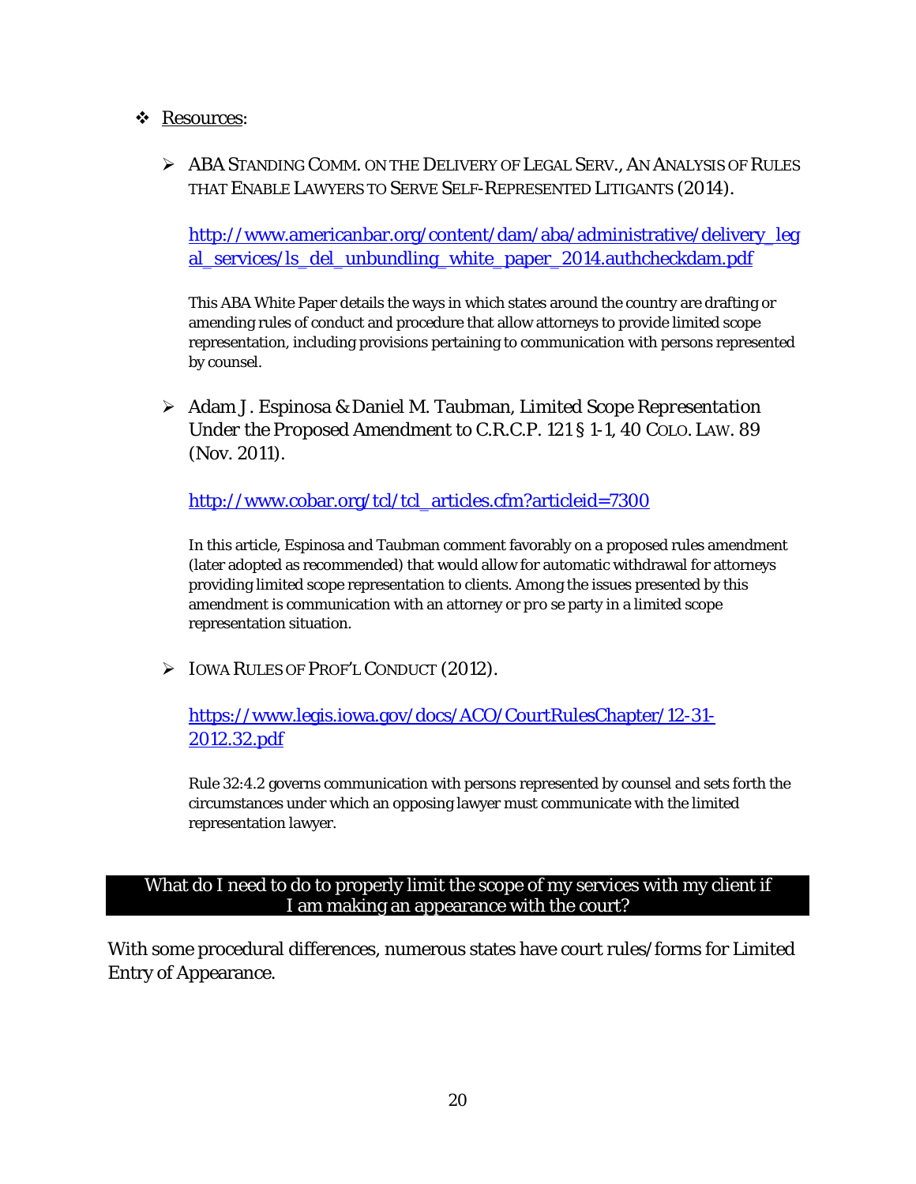- <u>Resources</u>:

  - ABA STANDING COMM. ON THE DELIVERY OF LEGAL SERV., AN ANALYSIS OF RULES THAT ENABLE LAWYERS TO SERVE SELF-REPRESENTED LITIGANTS (2014).

    http://www.americanbar.org/content/dam/aba/administrative/delivery_legal_services/ls_del_unbundling_white_paper_2014.authcheckdam.pdf

    This ABA White Paper details the ways in which states around the country are drafting or amending rules of conduct and procedure that allow attorneys to provide limited scope representation, including provisions pertaining to communication with persons represented by counsel.

  - Adam J. Espinosa & Daniel M. Taubman, *Limited Scope Representation Under the Proposed Amendment to C.R.C.P. 121 § 1-1*, 40 COLO. LAW. 89 (Nov. 2011).

    http://www.cobar.org/tcl/tcl_articles.cfm?articleid=7300

    In this article, Espinosa and Taubman comment favorably on a proposed rules amendment (later adopted as recommended) that would allow for automatic withdrawal for attorneys providing limited scope representation to clients. Among the issues presented by this amendment is communication with an attorney or *pro se* party in a limited scope representation situation.

  - IOWA RULES OF PROF'L CONDUCT (2012).

    https://www.legis.iowa.gov/docs/ACO/CourtRulesChapter/12-31-2012.32.pdf

    Rule 32:4.2 governs communication with persons represented by counsel and sets forth the circumstances under which an opposing lawyer must communicate with the limited representation lawyer.

## What do I need to do to properly limit the scope of my services with my client if I am making an appearance with the court?

With some procedural differences, numerous states have court rules/forms for Limited Entry of Appearance.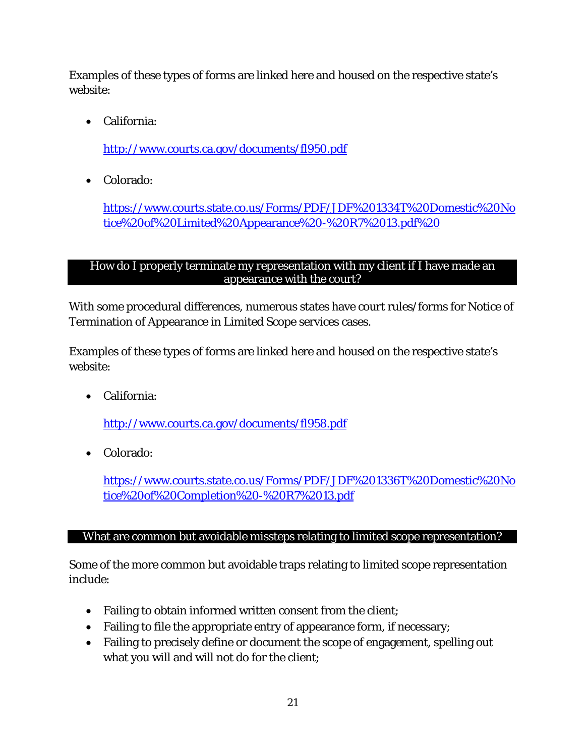Examples of these types of forms are linked here and housed on the respective state's website:

- California:

  http://www.courts.ca.gov/documents/fl950.pdf

- Colorado:

  https://www.courts.state.co.us/Forms/PDF/JDF%201334T%20Domestic%20Notice%20of%20Limited%20Appearance%20-%20R7%2013.pdf%20

## How do I properly terminate my representation with my client if I have made an appearance with the court?

With some procedural differences, numerous states have court rules/forms for Notice of Termination of Appearance in Limited Scope services cases.

Examples of these types of forms are linked here and housed on the respective state's website:

- California:

  http://www.courts.ca.gov/documents/fl958.pdf

- Colorado:

  https://www.courts.state.co.us/Forms/PDF/JDF%201336T%20Domestic%20Notice%20of%20Completion%20-%20R7%2013.pdf

## What are common but avoidable missteps relating to limited scope representation?

Some of the more common but avoidable traps relating to limited scope representation include:

- Failing to obtain informed written consent from the client;
- Failing to file the appropriate entry of appearance form, if necessary;
- Failing to precisely define or document the scope of engagement, spelling out what you will and will not do for the client;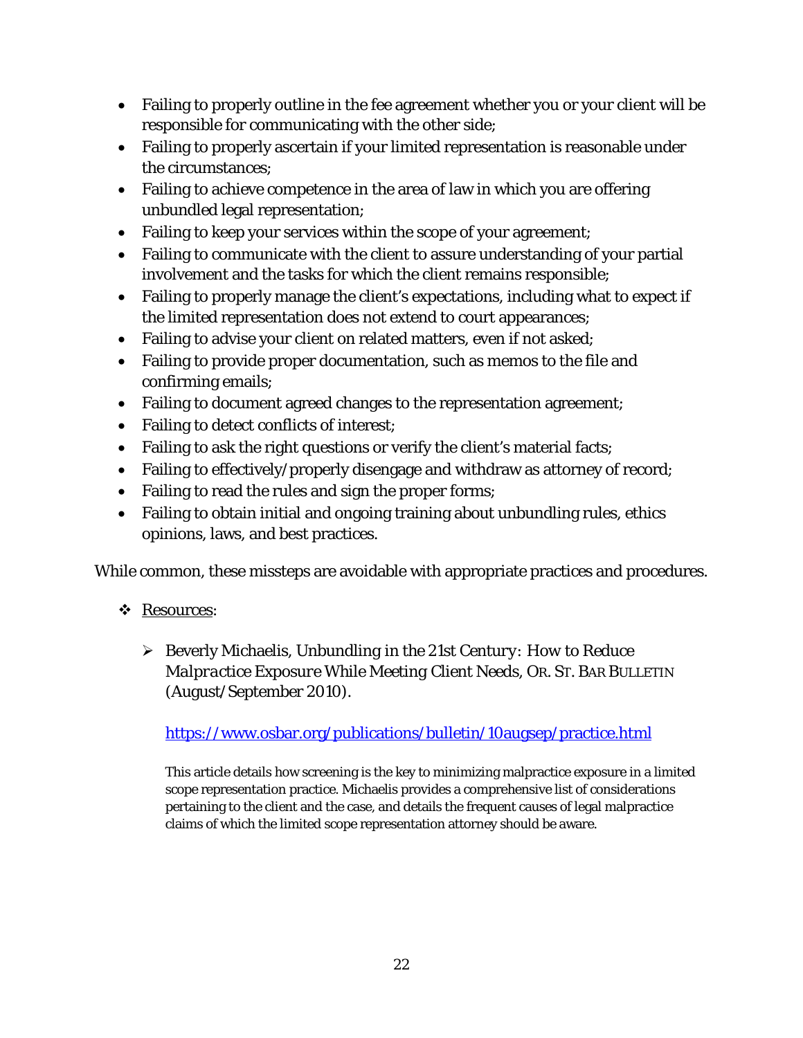- Failing to properly outline in the fee agreement whether you or your client will be responsible for communicating with the other side;
- Failing to properly ascertain if your limited representation is reasonable under the circumstances;
- Failing to achieve competence in the area of law in which you are offering unbundled legal representation;
- Failing to keep your services within the scope of your agreement;
- Failing to communicate with the client to assure understanding of your partial involvement and the tasks for which the client remains responsible;
- Failing to properly manage the client's expectations, including what to expect if the limited representation does not extend to court appearances;
- Failing to advise your client on related matters, even if not asked;
- Failing to provide proper documentation, such as memos to the file and confirming emails;
- Failing to document agreed changes to the representation agreement;
- Failing to detect conflicts of interest;
- Failing to ask the right questions or verify the client's material facts;
- Failing to effectively/properly disengage and withdraw as attorney of record;
- Failing to read the rules and sign the proper forms;
- Failing to obtain initial and ongoing training about unbundling rules, ethics opinions, laws, and best practices.

While common, these missteps are avoidable with appropriate practices and procedures.

- Resources:

  - Beverly Michaelis, Unbundling in the 21st Century: *How to Reduce Malpractice Exposure* While Meeting Client Needs, OR. ST. BAR BULLETIN (August/September 2010).

    https://www.osbar.org/publications/bulletin/10augsep/practice.html

    This article details how screening is the key to minimizing malpractice exposure in a limited scope representation practice. Michaelis provides a comprehensive list of considerations pertaining to the client and the case, and details the frequent causes of legal malpractice claims of which the limited scope representation attorney should be aware.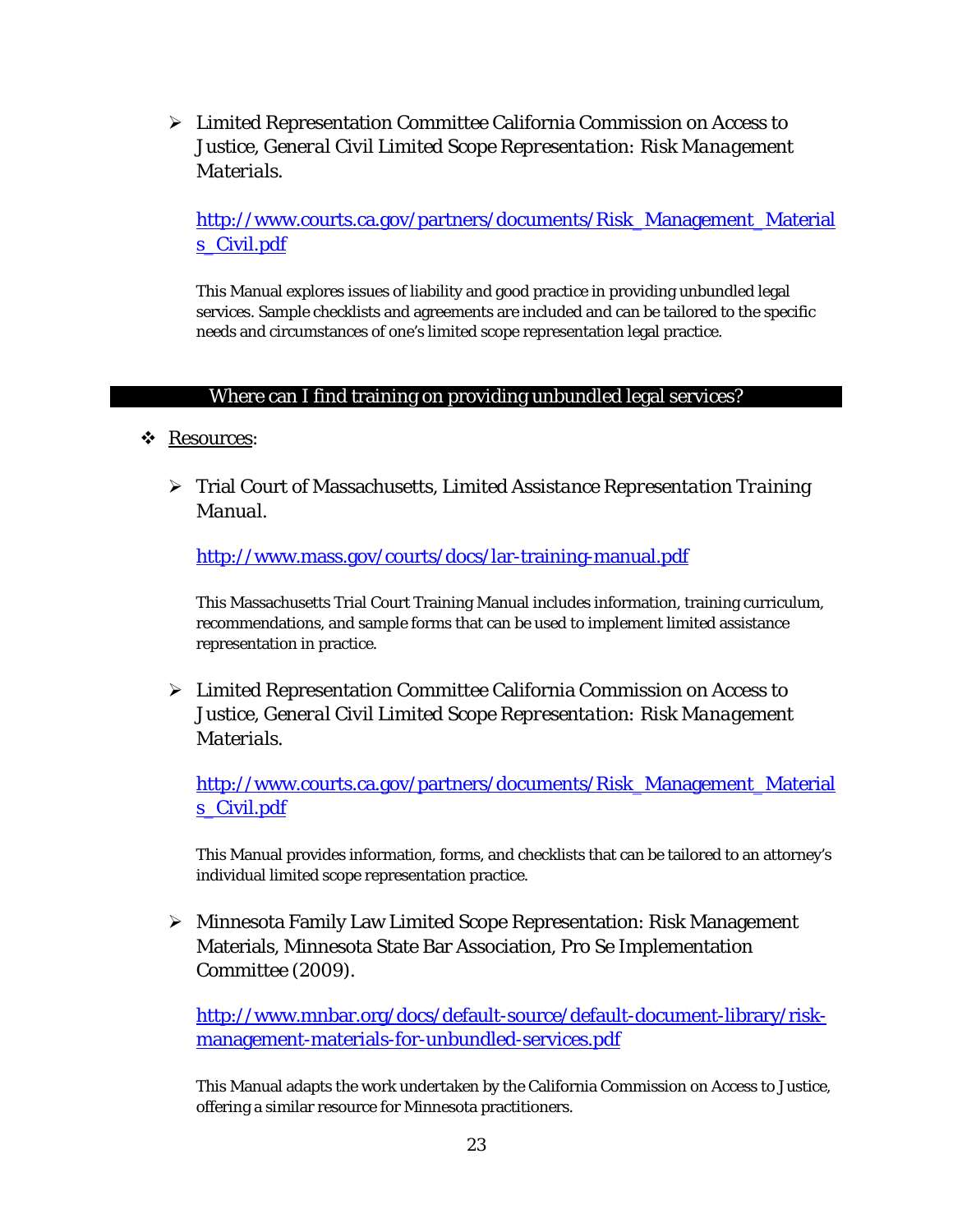- Limited Representation Committee California Commission on Access to Justice, *General Civil Limited Scope Representation: Risk Management Materials.*

  http://www.courts.ca.gov/partners/documents/Risk_Management_Materials_Civil.pdf

  This Manual explores issues of liability and good practice in providing unbundled legal services. Sample checklists and agreements are included and can be tailored to the specific needs and circumstances of one's limited scope representation legal practice.

## Where can I find training on providing unbundled legal services?

- Resources:

  - Trial Court of Massachusetts, *Limited Assistance Representation Training Manual.*

    http://www.mass.gov/courts/docs/lar-training-manual.pdf

    This Massachusetts Trial Court Training Manual includes information, training curriculum, recommendations, and sample forms that can be used to implement limited assistance representation in practice.

  - Limited Representation Committee California Commission on Access to Justice, *General Civil Limited Scope Representation: Risk Management Materials.*

    http://www.courts.ca.gov/partners/documents/Risk_Management_Materials_Civil.pdf

    This Manual provides information, forms, and checklists that can be tailored to an attorney's individual limited scope representation practice.

  - Minnesota Family Law Limited Scope Representation: Risk Management Materials, Minnesota State Bar Association, Pro Se Implementation Committee (2009).

    http://www.mnbar.org/docs/default-source/default-document-library/risk-management-materials-for-unbundled-services.pdf

    This Manual adapts the work undertaken by the California Commission on Access to Justice, offering a similar resource for Minnesota practitioners.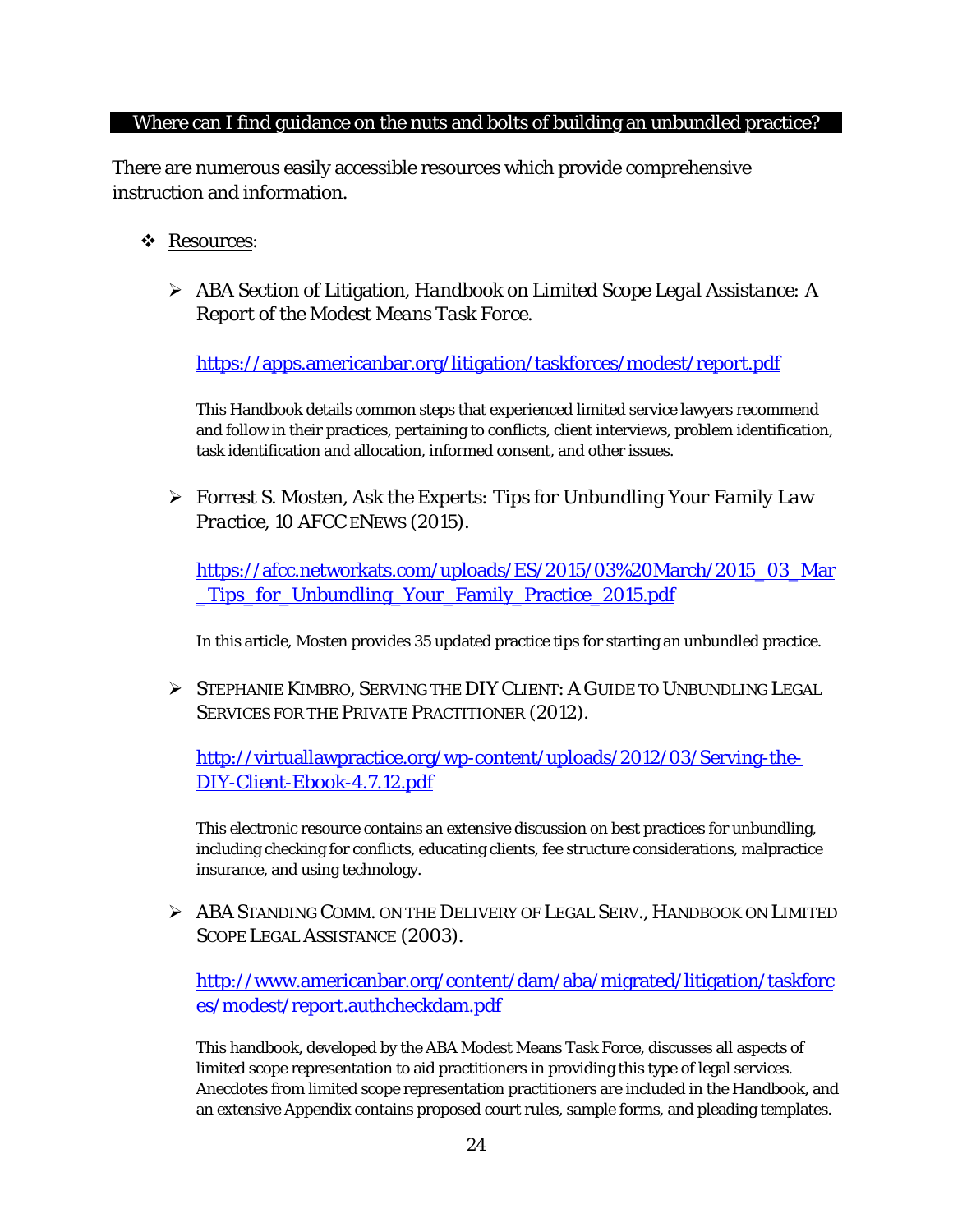## Where can I find guidance on the nuts and bolts of building an unbundled practice?

There are numerous easily accessible resources which provide comprehensive instruction and information.

- Resources:

  - ABA Section of Litigation, *Handbook on Limited Scope Legal Assistance: A Report of the Modest Means Task Force*.

    https://apps.americanbar.org/litigation/taskforces/modest/report.pdf

    This Handbook details common steps that experienced limited service lawyers recommend and follow in their practices, pertaining to conflicts, client interviews, problem identification, task identification and allocation, informed consent, and other issues.

  - Forrest S. Mosten, Ask the Experts: *Tips for Unbundling Your Family Law Practice*, 10 AFCC ENEWS (2015).

    https://afcc.networkats.com/uploads/ES/2015/03%20March/2015_03_Mar_Tips_for_Unbundling_Your_Family_Practice_2015.pdf

    In this article, Mosten provides 35 updated practice tips for starting an unbundled practice.

  - STEPHANIE KIMBRO, SERVING THE DIY CLIENT: A GUIDE TO UNBUNDLING LEGAL SERVICES FOR THE PRIVATE PRACTITIONER (2012).

    http://virtuallawpractice.org/wp-content/uploads/2012/03/Serving-the-DIY-Client-Ebook-4.7.12.pdf

    This electronic resource contains an extensive discussion on best practices for unbundling, including checking for conflicts, educating clients, fee structure considerations, malpractice insurance, and using technology.

  - ABA STANDING COMM. ON THE DELIVERY OF LEGAL SERV., HANDBOOK ON LIMITED SCOPE LEGAL ASSISTANCE (2003).

    http://www.americanbar.org/content/dam/aba/migrated/litigation/taskforces/modest/report.authcheckdam.pdf

    This handbook, developed by the ABA Modest Means Task Force, discusses all aspects of limited scope representation to aid practitioners in providing this type of legal services. Anecdotes from limited scope representation practitioners are included in the Handbook, and an extensive Appendix contains proposed court rules, sample forms, and pleading templates.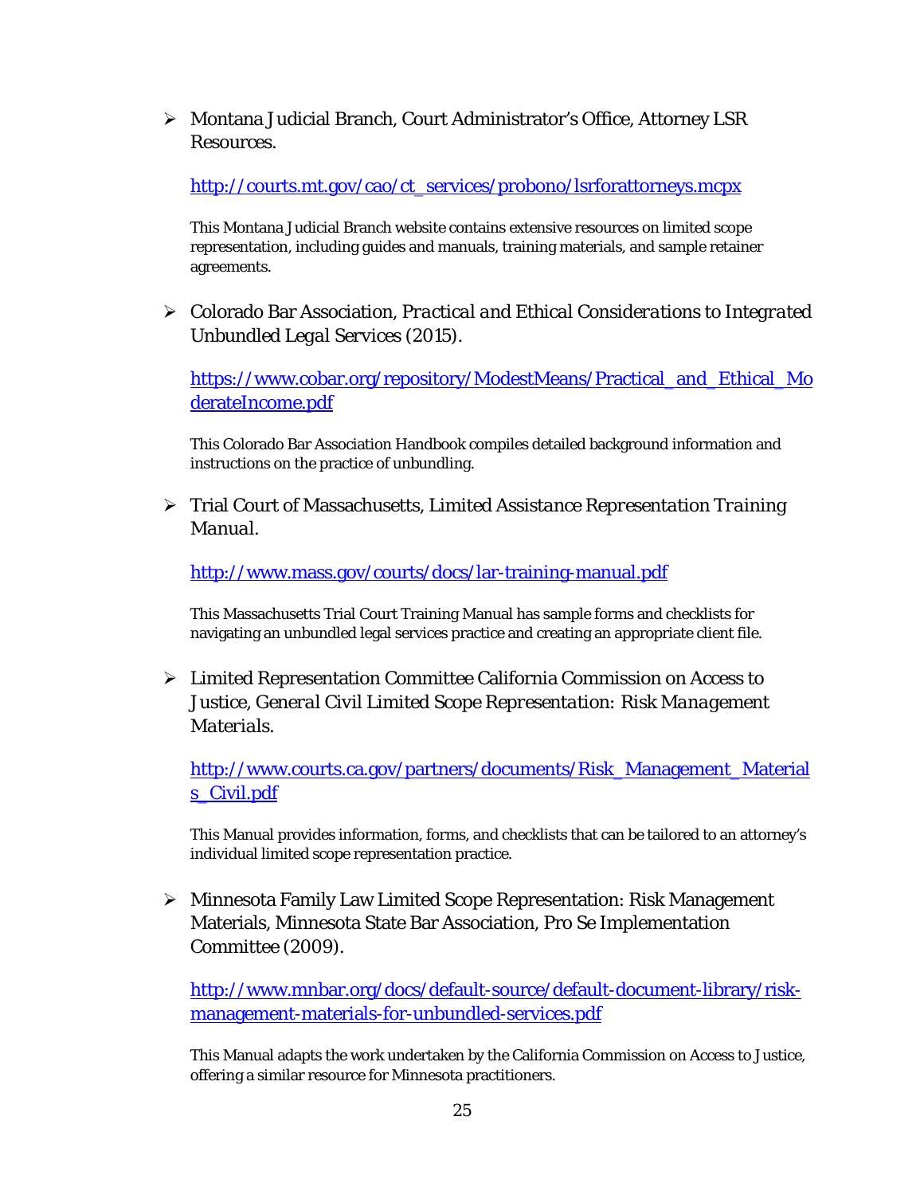- Montana Judicial Branch, Court Administrator's Office, Attorney LSR Resources.

  http://courts.mt.gov/cao/ct_services/probono/lsrforattorneys.mcpx

  This Montana Judicial Branch website contains extensive resources on limited scope representation, including guides and manuals, training materials, and sample retainer agreements.

- Colorado Bar Association, *Practical and Ethical Considerations to Integrated Unbundled Legal Services* (2015).

  https://www.cobar.org/repository/ModestMeans/Practical_and_Ethical_ModerateIncome.pdf

  This Colorado Bar Association Handbook compiles detailed background information and instructions on the practice of unbundling.

- Trial Court of Massachusetts, *Limited Assistance Representation Training Manual*.

  http://www.mass.gov/courts/docs/lar-training-manual.pdf

  This Massachusetts Trial Court Training Manual has sample forms and checklists for navigating an unbundled legal services practice and creating an appropriate client file.

- Limited Representation Committee California Commission on Access to Justice, *General Civil Limited Scope Representation: Risk Management Materials*.

  http://www.courts.ca.gov/partners/documents/Risk_Management_Materials_Civil.pdf

  This Manual provides information, forms, and checklists that can be tailored to an attorney's individual limited scope representation practice.

- Minnesota Family Law Limited Scope Representation: Risk Management Materials, Minnesota State Bar Association, Pro Se Implementation Committee (2009).

  http://www.mnbar.org/docs/default-source/default-document-library/risk-management-materials-for-unbundled-services.pdf

  This Manual adapts the work undertaken by the California Commission on Access to Justice, offering a similar resource for Minnesota practitioners.